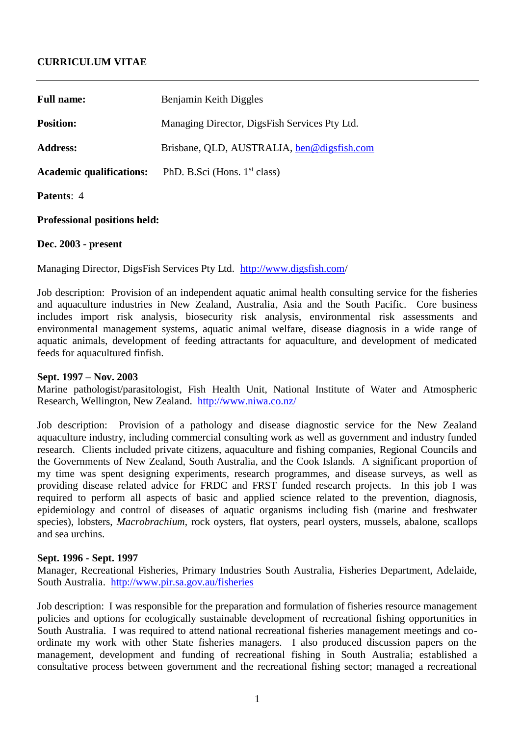# CURRICULUM VITAE

---

**Full name:** Benjamin Keith Diggles

**Position:** Managing Director, DigsFish Services Pty Ltd.

**Address:** Brisbane, QLD, AUSTRALIA, ben@digsfish.com

**Academic qualifications:** PhD. B.Sci (Hons. 1st class)

**Patents**: 4

**Professional positions held:**

**Dec. 2003 - present**

Managing Director, DigsFish Services Pty Ltd. http://www.digsfish.com/

Job description: Provision of an independent aquatic animal health consulting service for the fisheries and aquaculture industries in New Zealand, Australia, Asia and the South Pacific. Core business includes import risk analysis, biosecurity risk analysis, environmental risk assessments and environmental management systems, aquatic animal welfare, disease diagnosis in a wide range of aquatic animals, development of feeding attractants for aquaculture, and development of medicated feeds for aquacultured finfish.

**Sept. 1997 – Nov. 2003**
Marine pathologist/parasitologist, Fish Health Unit, National Institute of Water and Atmospheric Research, Wellington, New Zealand. http://www.niwa.co.nz/

Job description: Provision of a pathology and disease diagnostic service for the New Zealand aquaculture industry, including commercial consulting work as well as government and industry funded research. Clients included private citizens, aquaculture and fishing companies, Regional Councils and the Governments of New Zealand, South Australia, and the Cook Islands. A significant proportion of my time was spent designing experiments, research programmes, and disease surveys, as well as providing disease related advice for FRDC and FRST funded research projects. In this job I was required to perform all aspects of basic and applied science related to the prevention, diagnosis, epidemiology and control of diseases of aquatic organisms including fish (marine and freshwater species), lobsters, *Macrobrachium*, rock oysters, flat oysters, pearl oysters, mussels, abalone, scallops and sea urchins.

**Sept. 1996 - Sept. 1997**
Manager, Recreational Fisheries, Primary Industries South Australia, Fisheries Department, Adelaide, South Australia. http://www.pir.sa.gov.au/fisheries

Job description: I was responsible for the preparation and formulation of fisheries resource management policies and options for ecologically sustainable development of recreational fishing opportunities in South Australia. I was required to attend national recreational fisheries management meetings and co-ordinate my work with other State fisheries managers. I also produced discussion papers on the management, development and funding of recreational fishing in South Australia; established a consultative process between government and the recreational fishing sector; managed a recreational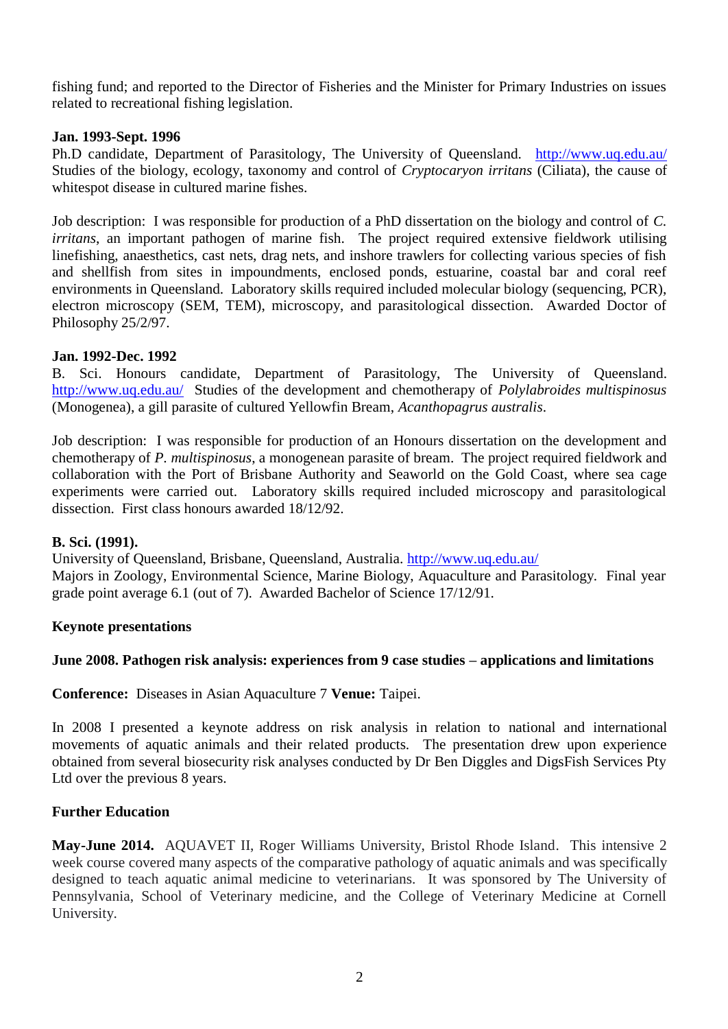fishing fund; and reported to the Director of Fisheries and the Minister for Primary Industries on issues related to recreational fishing legislation.

**Jan. 1993-Sept. 1996**

Ph.D candidate, Department of Parasitology, The University of Queensland. http://www.uq.edu.au/ Studies of the biology, ecology, taxonomy and control of *Cryptocaryon irritans* (Ciliata), the cause of whitespot disease in cultured marine fishes.

Job description: I was responsible for production of a PhD dissertation on the biology and control of *C. irritans*, an important pathogen of marine fish. The project required extensive fieldwork utilising linefishing, anaesthetics, cast nets, drag nets, and inshore trawlers for collecting various species of fish and shellfish from sites in impoundments, enclosed ponds, estuarine, coastal bar and coral reef environments in Queensland. Laboratory skills required included molecular biology (sequencing, PCR), electron microscopy (SEM, TEM), microscopy, and parasitological dissection. Awarded Doctor of Philosophy 25/2/97.

**Jan. 1992-Dec. 1992**

B. Sci. Honours candidate, Department of Parasitology, The University of Queensland. http://www.uq.edu.au/ Studies of the development and chemotherapy of *Polylabroides multispinosus* (Monogenea), a gill parasite of cultured Yellowfin Bream, *Acanthopagrus australis*.

Job description: I was responsible for production of an Honours dissertation on the development and chemotherapy of *P. multispinosus*, a monogenean parasite of bream. The project required fieldwork and collaboration with the Port of Brisbane Authority and Seaworld on the Gold Coast, where sea cage experiments were carried out. Laboratory skills required included microscopy and parasitological dissection. First class honours awarded 18/12/92.

**B. Sci. (1991).**

University of Queensland, Brisbane, Queensland, Australia. http://www.uq.edu.au/
Majors in Zoology, Environmental Science, Marine Biology, Aquaculture and Parasitology. Final year grade point average 6.1 (out of 7). Awarded Bachelor of Science 17/12/91.

**Keynote presentations**

**June 2008. Pathogen risk analysis: experiences from 9 case studies – applications and limitations**

**Conference:** Diseases in Asian Aquaculture 7 **Venue:** Taipei.

In 2008 I presented a keynote address on risk analysis in relation to national and international movements of aquatic animals and their related products. The presentation drew upon experience obtained from several biosecurity risk analyses conducted by Dr Ben Diggles and DigsFish Services Pty Ltd over the previous 8 years.

**Further Education**

**May-June 2014.** AQUAVET II, Roger Williams University, Bristol Rhode Island. This intensive 2 week course covered many aspects of the comparative pathology of aquatic animals and was specifically designed to teach aquatic animal medicine to veterinarians. It was sponsored by The University of Pennsylvania, School of Veterinary medicine, and the College of Veterinary Medicine at Cornell University.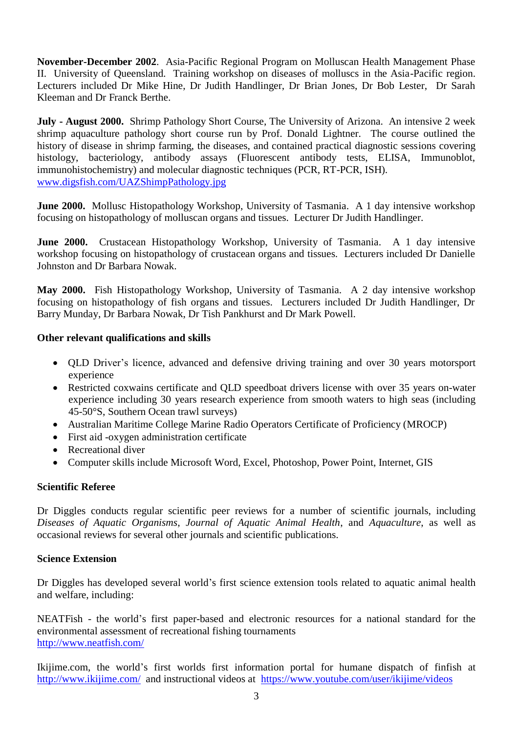**November-December 2002**. Asia-Pacific Regional Program on Molluscan Health Management Phase II. University of Queensland. Training workshop on diseases of molluscs in the Asia-Pacific region. Lecturers included Dr Mike Hine, Dr Judith Handlinger, Dr Brian Jones, Dr Bob Lester, Dr Sarah Kleeman and Dr Franck Berthe.

**July - August 2000.** Shrimp Pathology Short Course, The University of Arizona. An intensive 2 week shrimp aquaculture pathology short course run by Prof. Donald Lightner. The course outlined the history of disease in shrimp farming, the diseases, and contained practical diagnostic sessions covering histology, bacteriology, antibody assays (Fluorescent antibody tests, ELISA, Immunoblot, immunohistochemistry) and molecular diagnostic techniques (PCR, RT-PCR, ISH).
www.digsfish.com/UAZShimpPathology.jpg

**June 2000.** Mollusc Histopathology Workshop, University of Tasmania. A 1 day intensive workshop focusing on histopathology of molluscan organs and tissues. Lecturer Dr Judith Handlinger.

**June 2000.** Crustacean Histopathology Workshop, University of Tasmania. A 1 day intensive workshop focusing on histopathology of crustacean organs and tissues. Lecturers included Dr Danielle Johnston and Dr Barbara Nowak.

**May 2000.** Fish Histopathology Workshop, University of Tasmania. A 2 day intensive workshop focusing on histopathology of fish organs and tissues. Lecturers included Dr Judith Handlinger, Dr Barry Munday, Dr Barbara Nowak, Dr Tish Pankhurst and Dr Mark Powell.

**Other relevant qualifications and skills**

- QLD Driver's licence, advanced and defensive driving training and over 30 years motorsport experience
- Restricted coxwains certificate and QLD speedboat drivers license with over 35 years on-water experience including 30 years research experience from smooth waters to high seas (including 45-50°S, Southern Ocean trawl surveys)
- Australian Maritime College Marine Radio Operators Certificate of Proficiency (MROCP)
- First aid -oxygen administration certificate
- Recreational diver
- Computer skills include Microsoft Word, Excel, Photoshop, Power Point, Internet, GIS

**Scientific Referee**

Dr Diggles conducts regular scientific peer reviews for a number of scientific journals, including *Diseases of Aquatic Organisms*, *Journal of Aquatic Animal Health*, and *Aquaculture*, as well as occasional reviews for several other journals and scientific publications.

**Science Extension**

Dr Diggles has developed several world's first science extension tools related to aquatic animal health and welfare, including:

NEATFish - the world's first paper-based and electronic resources for a national standard for the environmental assessment of recreational fishing tournaments
http://www.neatfish.com/

Ikijime.com, the world's first worlds first information portal for humane dispatch of finfish at http://www.ikijime.com/ and instructional videos at https://www.youtube.com/user/ikijime/videos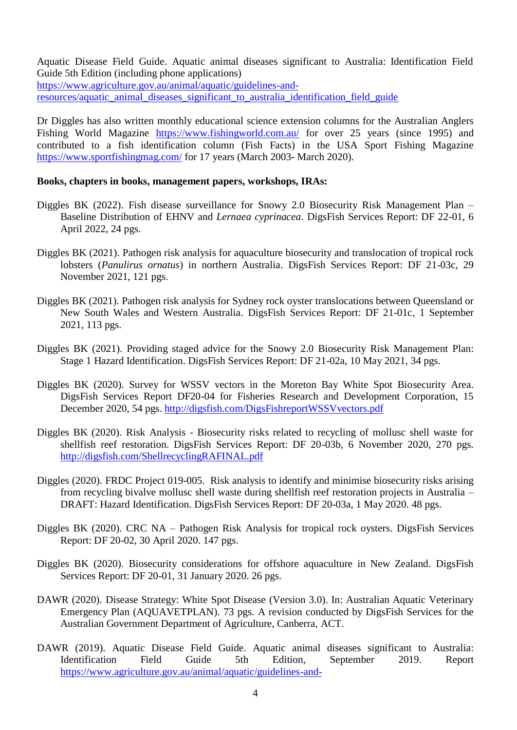Aquatic Disease Field Guide. Aquatic animal diseases significant to Australia: Identification Field Guide 5th Edition (including phone applications) https://www.agriculture.gov.au/animal/aquatic/guidelines-and-resources/aquatic_animal_diseases_significant_to_australia_identification_field_guide

Dr Diggles has also written monthly educational science extension columns for the Australian Anglers Fishing World Magazine https://www.fishingworld.com.au/ for over 25 years (since 1995) and contributed to a fish identification column (Fish Facts) in the USA Sport Fishing Magazine https://www.sportfishingmag.com/ for 17 years (March 2003- March 2020).

**Books, chapters in books, management papers, workshops, IRAs:**

Diggles BK (2022). Fish disease surveillance for Snowy 2.0 Biosecurity Risk Management Plan – Baseline Distribution of EHNV and *Lernaea cyprinacea*. DigsFish Services Report: DF 22-01, 6 April 2022, 24 pgs.

Diggles BK (2021). Pathogen risk analysis for aquaculture biosecurity and translocation of tropical rock lobsters (*Panulirus ornatus*) in northern Australia. DigsFish Services Report: DF 21-03c, 29 November 2021, 121 pgs.

Diggles BK (2021). Pathogen risk analysis for Sydney rock oyster translocations between Queensland or New South Wales and Western Australia. DigsFish Services Report: DF 21-01c, 1 September 2021, 113 pgs.

Diggles BK (2021). Providing staged advice for the Snowy 2.0 Biosecurity Risk Management Plan: Stage 1 Hazard Identification. DigsFish Services Report: DF 21-02a, 10 May 2021, 34 pgs.

Diggles BK (2020). Survey for WSSV vectors in the Moreton Bay White Spot Biosecurity Area. DigsFish Services Report DF20-04 for Fisheries Research and Development Corporation, 15 December 2020, 54 pgs. http://digsfish.com/DigsFishreportWSSVvectors.pdf

Diggles BK (2020). Risk Analysis - Biosecurity risks related to recycling of mollusc shell waste for shellfish reef restoration. DigsFish Services Report: DF 20-03b, 6 November 2020, 270 pgs. http://digsfish.com/ShellrecyclingRAFINAL.pdf

Diggles (2020). FRDC Project 019-005. Risk analysis to identify and minimise biosecurity risks arising from recycling bivalve mollusc shell waste during shellfish reef restoration projects in Australia – DRAFT: Hazard Identification. DigsFish Services Report: DF 20-03a, 1 May 2020. 48 pgs.

Diggles BK (2020). CRC NA – Pathogen Risk Analysis for tropical rock oysters. DigsFish Services Report: DF 20-02, 30 April 2020. 147 pgs.

Diggles BK (2020). Biosecurity considerations for offshore aquaculture in New Zealand. DigsFish Services Report: DF 20-01, 31 January 2020. 26 pgs.

DAWR (2020). Disease Strategy: White Spot Disease (Version 3.0). In: Australian Aquatic Veterinary Emergency Plan (AQUAVETPLAN). 73 pgs. A revision conducted by DigsFish Services for the Australian Government Department of Agriculture, Canberra, ACT.

DAWR (2019). Aquatic Disease Field Guide. Aquatic animal diseases significant to Australia: Identification Field Guide 5th Edition, September 2019. Report https://www.agriculture.gov.au/animal/aquatic/guidelines-and-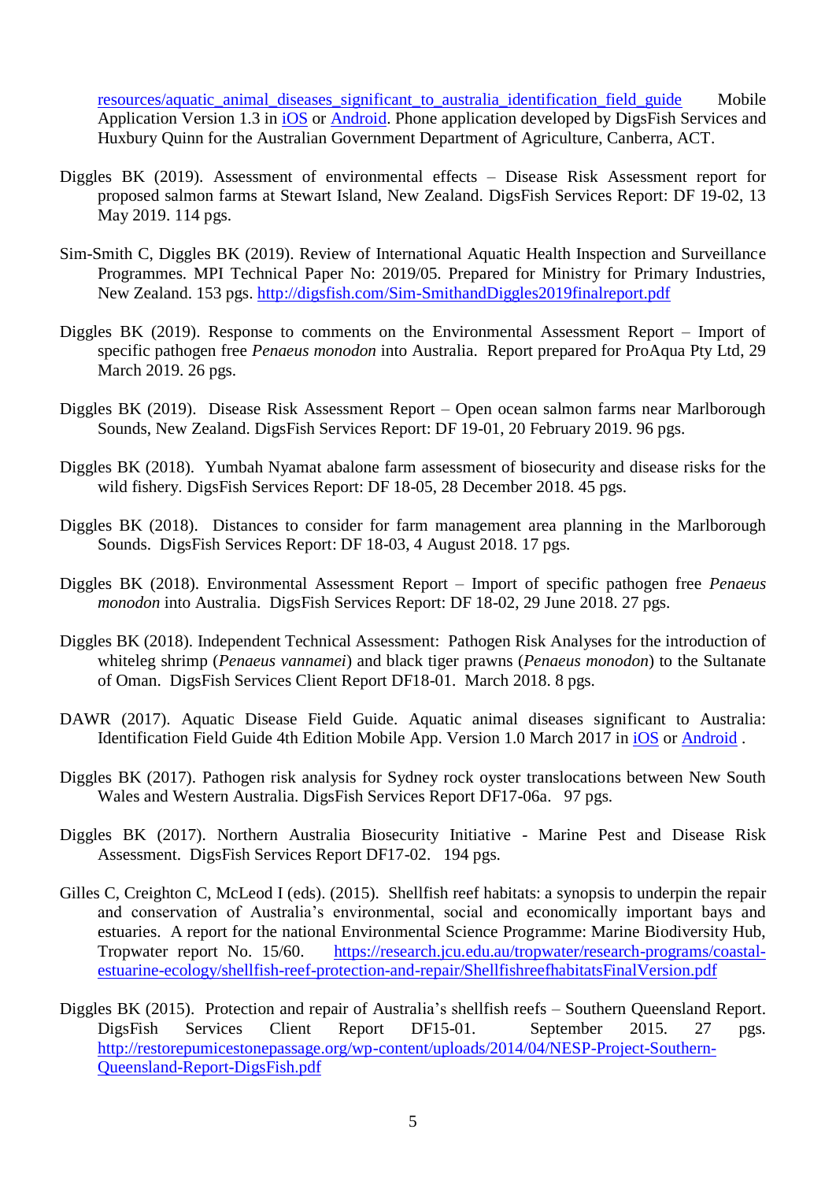resources/aquatic_animal_diseases_significant_to_australia_identification_field_guide Mobile Application Version 1.3 in iOS or Android. Phone application developed by DigsFish Services and Huxbury Quinn for the Australian Government Department of Agriculture, Canberra, ACT.

Diggles BK (2019). Assessment of environmental effects – Disease Risk Assessment report for proposed salmon farms at Stewart Island, New Zealand. DigsFish Services Report: DF 19-02, 13 May 2019. 114 pgs.

Sim-Smith C, Diggles BK (2019). Review of International Aquatic Health Inspection and Surveillance Programmes. MPI Technical Paper No: 2019/05. Prepared for Ministry for Primary Industries, New Zealand. 153 pgs. http://digsfish.com/Sim-SmithandDiggles2019finalreport.pdf

Diggles BK (2019). Response to comments on the Environmental Assessment Report – Import of specific pathogen free *Penaeus monodon* into Australia. Report prepared for ProAqua Pty Ltd, 29 March 2019. 26 pgs.

Diggles BK (2019). Disease Risk Assessment Report – Open ocean salmon farms near Marlborough Sounds, New Zealand. DigsFish Services Report: DF 19-01, 20 February 2019. 96 pgs.

Diggles BK (2018). Yumbah Nyamat abalone farm assessment of biosecurity and disease risks for the wild fishery. DigsFish Services Report: DF 18-05, 28 December 2018. 45 pgs.

Diggles BK (2018). Distances to consider for farm management area planning in the Marlborough Sounds. DigsFish Services Report: DF 18-03, 4 August 2018. 17 pgs.

Diggles BK (2018). Environmental Assessment Report – Import of specific pathogen free *Penaeus monodon* into Australia. DigsFish Services Report: DF 18-02, 29 June 2018. 27 pgs.

Diggles BK (2018). Independent Technical Assessment: Pathogen Risk Analyses for the introduction of whiteleg shrimp (*Penaeus vannamei*) and black tiger prawns (*Penaeus monodon*) to the Sultanate of Oman. DigsFish Services Client Report DF18-01. March 2018. 8 pgs.

DAWR (2017). Aquatic Disease Field Guide. Aquatic animal diseases significant to Australia: Identification Field Guide 4th Edition Mobile App. Version 1.0 March 2017 in iOS or Android .

Diggles BK (2017). Pathogen risk analysis for Sydney rock oyster translocations between New South Wales and Western Australia. DigsFish Services Report DF17-06a. 97 pgs.

Diggles BK (2017). Northern Australia Biosecurity Initiative - Marine Pest and Disease Risk Assessment. DigsFish Services Report DF17-02. 194 pgs.

Gilles C, Creighton C, McLeod I (eds). (2015). Shellfish reef habitats: a synopsis to underpin the repair and conservation of Australia's environmental, social and economically important bays and estuaries. A report for the national Environmental Science Programme: Marine Biodiversity Hub, Tropwater report No. 15/60. https://research.jcu.edu.au/tropwater/research-programs/coastal-estuarine-ecology/shellfish-reef-protection-and-repair/ShellfishreefhabitatsFinalVersion.pdf

Diggles BK (2015). Protection and repair of Australia's shellfish reefs – Southern Queensland Report. DigsFish Services Client Report DF15-01. September 2015. 27 pgs. http://restorepumicestonepassage.org/wp-content/uploads/2014/04/NESP-Project-Southern-Queensland-Report-DigsFish.pdf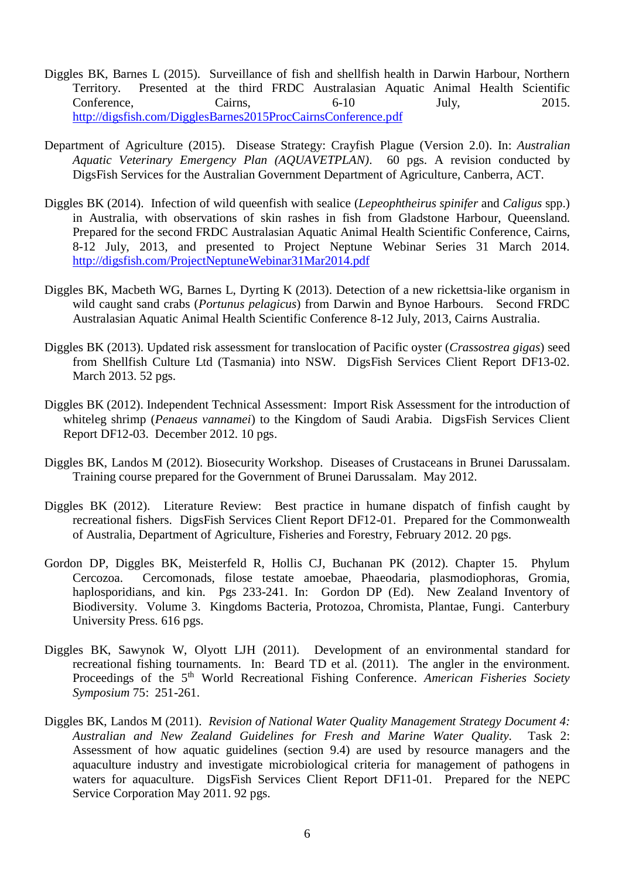Diggles BK, Barnes L (2015). Surveillance of fish and shellfish health in Darwin Harbour, Northern Territory. Presented at the third FRDC Australasian Aquatic Animal Health Scientific Conference, Cairns, 6-10 July, 2015. http://digsfish.com/DigglesBarnes2015ProcCairnsConference.pdf

Department of Agriculture (2015). Disease Strategy: Crayfish Plague (Version 2.0). In: *Australian Aquatic Veterinary Emergency Plan (AQUAVETPLAN)*. 60 pgs. A revision conducted by DigsFish Services for the Australian Government Department of Agriculture, Canberra, ACT.

Diggles BK (2014). Infection of wild queenfish with sealice (*Lepeophtheirus spinifer* and *Caligus* spp.) in Australia, with observations of skin rashes in fish from Gladstone Harbour, Queensland. Prepared for the second FRDC Australasian Aquatic Animal Health Scientific Conference, Cairns, 8-12 July, 2013, and presented to Project Neptune Webinar Series 31 March 2014. http://digsfish.com/ProjectNeptuneWebinar31Mar2014.pdf

Diggles BK, Macbeth WG, Barnes L, Dyrting K (2013). Detection of a new rickettsia-like organism in wild caught sand crabs (*Portunus pelagicus*) from Darwin and Bynoe Harbours. Second FRDC Australasian Aquatic Animal Health Scientific Conference 8-12 July, 2013, Cairns Australia.

Diggles BK (2013). Updated risk assessment for translocation of Pacific oyster (*Crassostrea gigas*) seed from Shellfish Culture Ltd (Tasmania) into NSW. DigsFish Services Client Report DF13-02. March 2013. 52 pgs.

Diggles BK (2012). Independent Technical Assessment: Import Risk Assessment for the introduction of whiteleg shrimp (*Penaeus vannamei*) to the Kingdom of Saudi Arabia. DigsFish Services Client Report DF12-03. December 2012. 10 pgs.

Diggles BK, Landos M (2012). Biosecurity Workshop. Diseases of Crustaceans in Brunei Darussalam. Training course prepared for the Government of Brunei Darussalam. May 2012.

Diggles BK (2012). Literature Review: Best practice in humane dispatch of finfish caught by recreational fishers. DigsFish Services Client Report DF12-01. Prepared for the Commonwealth of Australia, Department of Agriculture, Fisheries and Forestry, February 2012. 20 pgs.

Gordon DP, Diggles BK, Meisterfeld R, Hollis CJ, Buchanan PK (2012). Chapter 15. Phylum Cercozoa. Cercomonads, filose testate amoebae, Phaeodaria, plasmodiophoras, Gromia, haplosporidians, and kin. Pgs 233-241. In: Gordon DP (Ed). New Zealand Inventory of Biodiversity. Volume 3. Kingdoms Bacteria, Protozoa, Chromista, Plantae, Fungi. Canterbury University Press. 616 pgs.

Diggles BK, Sawynok W, Olyott LJH (2011). Development of an environmental standard for recreational fishing tournaments. In: Beard TD et al. (2011). The angler in the environment. Proceedings of the 5th World Recreational Fishing Conference. *American Fisheries Society Symposium* 75: 251-261.

Diggles BK, Landos M (2011). *Revision of National Water Quality Management Strategy Document 4: Australian and New Zealand Guidelines for Fresh and Marine Water Quality.* Task 2: Assessment of how aquatic guidelines (section 9.4) are used by resource managers and the aquaculture industry and investigate microbiological criteria for management of pathogens in waters for aquaculture. DigsFish Services Client Report DF11-01. Prepared for the NEPC Service Corporation May 2011. 92 pgs.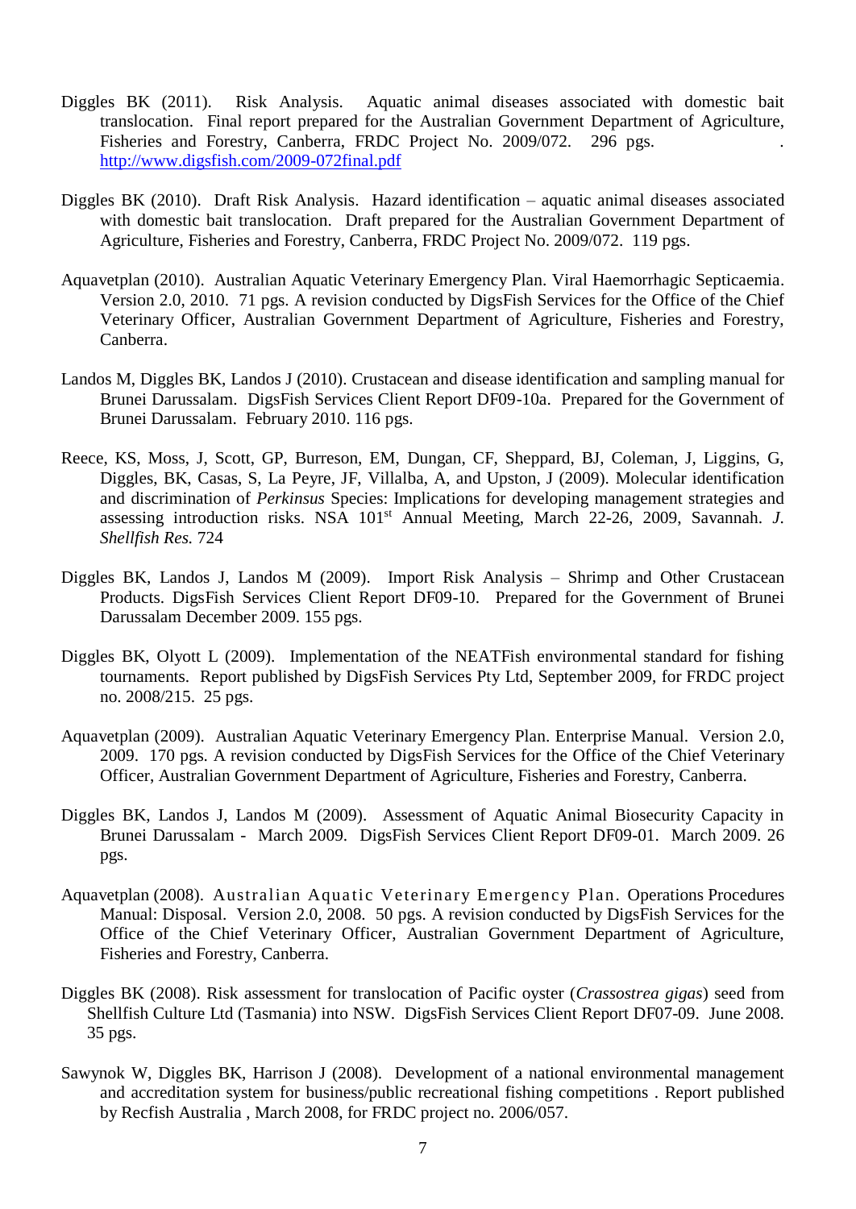Diggles BK (2011). Risk Analysis. Aquatic animal diseases associated with domestic bait translocation. Final report prepared for the Australian Government Department of Agriculture, Fisheries and Forestry, Canberra, FRDC Project No. 2009/072. 296 pgs. . http://www.digsfish.com/2009-072final.pdf

Diggles BK (2010). Draft Risk Analysis. Hazard identification – aquatic animal diseases associated with domestic bait translocation. Draft prepared for the Australian Government Department of Agriculture, Fisheries and Forestry, Canberra, FRDC Project No. 2009/072. 119 pgs.

Aquavetplan (2010). Australian Aquatic Veterinary Emergency Plan. Viral Haemorrhagic Septicaemia. Version 2.0, 2010. 71 pgs. A revision conducted by DigsFish Services for the Office of the Chief Veterinary Officer, Australian Government Department of Agriculture, Fisheries and Forestry, Canberra.

Landos M, Diggles BK, Landos J (2010). Crustacean and disease identification and sampling manual for Brunei Darussalam. DigsFish Services Client Report DF09-10a. Prepared for the Government of Brunei Darussalam. February 2010. 116 pgs.

Reece, KS, Moss, J, Scott, GP, Burreson, EM, Dungan, CF, Sheppard, BJ, Coleman, J, Liggins, G, Diggles, BK, Casas, S, La Peyre, JF, Villalba, A, and Upston, J (2009). Molecular identification and discrimination of *Perkinsus* Species: Implications for developing management strategies and assessing introduction risks. NSA 101st Annual Meeting, March 22-26, 2009, Savannah. *J. Shellfish Res.* 724

Diggles BK, Landos J, Landos M (2009). Import Risk Analysis – Shrimp and Other Crustacean Products. DigsFish Services Client Report DF09-10. Prepared for the Government of Brunei Darussalam December 2009. 155 pgs.

Diggles BK, Olyott L (2009). Implementation of the NEATFish environmental standard for fishing tournaments. Report published by DigsFish Services Pty Ltd, September 2009, for FRDC project no. 2008/215. 25 pgs.

Aquavetplan (2009). Australian Aquatic Veterinary Emergency Plan. Enterprise Manual. Version 2.0, 2009. 170 pgs. A revision conducted by DigsFish Services for the Office of the Chief Veterinary Officer, Australian Government Department of Agriculture, Fisheries and Forestry, Canberra.

Diggles BK, Landos J, Landos M (2009). Assessment of Aquatic Animal Biosecurity Capacity in Brunei Darussalam - March 2009. DigsFish Services Client Report DF09-01. March 2009. 26 pgs.

Aquavetplan (2008). Australian Aquatic Veterinary Emergency Plan. Operations Procedures Manual: Disposal. Version 2.0, 2008. 50 pgs. A revision conducted by DigsFish Services for the Office of the Chief Veterinary Officer, Australian Government Department of Agriculture, Fisheries and Forestry, Canberra.

Diggles BK (2008). Risk assessment for translocation of Pacific oyster (*Crassostrea gigas*) seed from Shellfish Culture Ltd (Tasmania) into NSW. DigsFish Services Client Report DF07-09. June 2008. 35 pgs.

Sawynok W, Diggles BK, Harrison J (2008). Development of a national environmental management and accreditation system for business/public recreational fishing competitions . Report published by Recfish Australia , March 2008, for FRDC project no. 2006/057.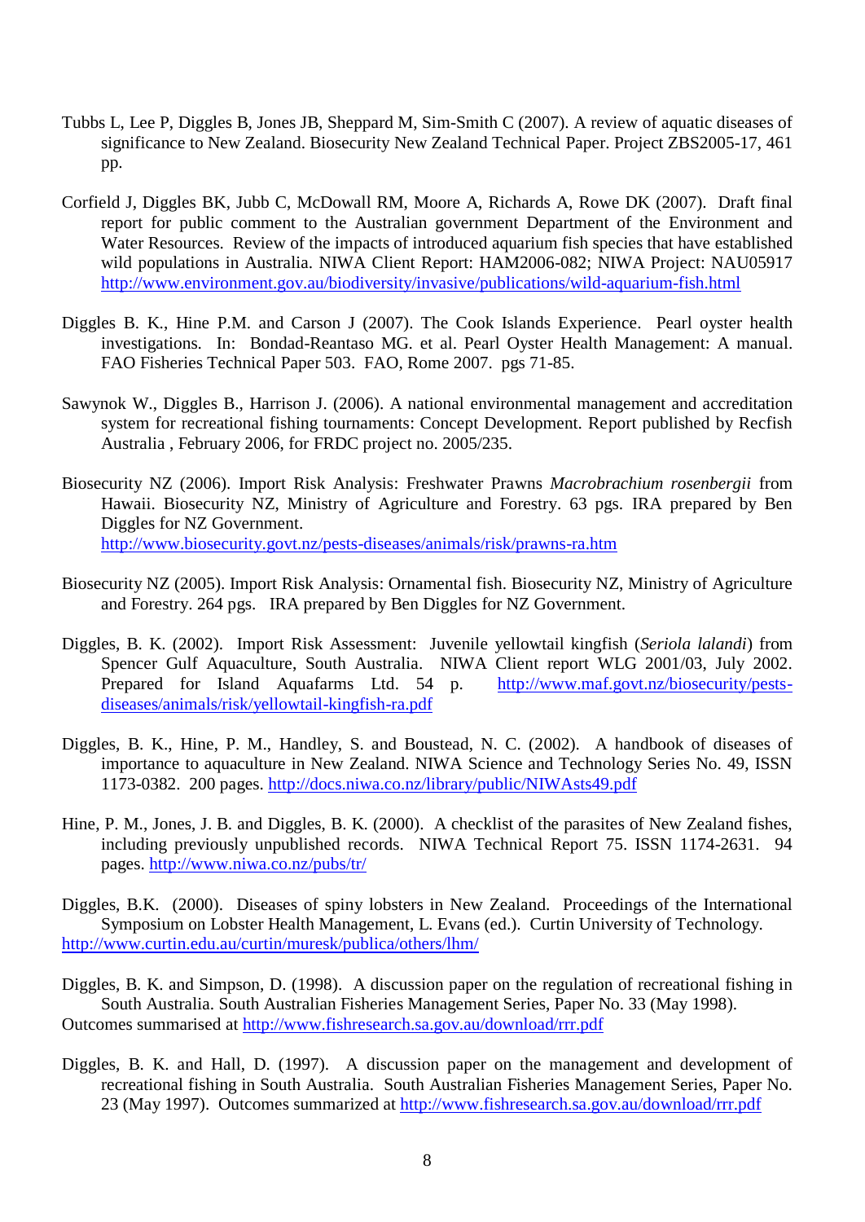Tubbs L, Lee P, Diggles B, Jones JB, Sheppard M, Sim-Smith C (2007). A review of aquatic diseases of significance to New Zealand. Biosecurity New Zealand Technical Paper. Project ZBS2005-17, 461 pp.

Corfield J, Diggles BK, Jubb C, McDowall RM, Moore A, Richards A, Rowe DK (2007). Draft final report for public comment to the Australian government Department of the Environment and Water Resources. Review of the impacts of introduced aquarium fish species that have established wild populations in Australia. NIWA Client Report: HAM2006-082; NIWA Project: NAU05917 http://www.environment.gov.au/biodiversity/invasive/publications/wild-aquarium-fish.html

Diggles B. K., Hine P.M. and Carson J (2007). The Cook Islands Experience. Pearl oyster health investigations. In: Bondad-Reantaso MG. et al. Pearl Oyster Health Management: A manual. FAO Fisheries Technical Paper 503. FAO, Rome 2007. pgs 71-85.

Sawynok W., Diggles B., Harrison J. (2006). A national environmental management and accreditation system for recreational fishing tournaments: Concept Development. Report published by Recfish Australia , February 2006, for FRDC project no. 2005/235.

Biosecurity NZ (2006). Import Risk Analysis: Freshwater Prawns *Macrobrachium rosenbergii* from Hawaii. Biosecurity NZ, Ministry of Agriculture and Forestry. 63 pgs. IRA prepared by Ben Diggles for NZ Government.
http://www.biosecurity.govt.nz/pests-diseases/animals/risk/prawns-ra.htm

Biosecurity NZ (2005). Import Risk Analysis: Ornamental fish. Biosecurity NZ, Ministry of Agriculture and Forestry. 264 pgs. IRA prepared by Ben Diggles for NZ Government.

Diggles, B. K. (2002). Import Risk Assessment: Juvenile yellowtail kingfish (*Seriola lalandi*) from Spencer Gulf Aquaculture, South Australia. NIWA Client report WLG 2001/03, July 2002. Prepared for Island Aquafarms Ltd. 54 p. http://www.maf.govt.nz/biosecurity/pests-diseases/animals/risk/yellowtail-kingfish-ra.pdf

Diggles, B. K., Hine, P. M., Handley, S. and Boustead, N. C. (2002). A handbook of diseases of importance to aquaculture in New Zealand. NIWA Science and Technology Series No. 49, ISSN 1173-0382. 200 pages. http://docs.niwa.co.nz/library/public/NIWAsts49.pdf

Hine, P. M., Jones, J. B. and Diggles, B. K. (2000). A checklist of the parasites of New Zealand fishes, including previously unpublished records. NIWA Technical Report 75. ISSN 1174-2631. 94 pages. http://www.niwa.co.nz/pubs/tr/

Diggles, B.K. (2000). Diseases of spiny lobsters in New Zealand. Proceedings of the International Symposium on Lobster Health Management, L. Evans (ed.). Curtin University of Technology.
http://www.curtin.edu.au/curtin/muresk/publica/others/lhm/

Diggles, B. K. and Simpson, D. (1998). A discussion paper on the regulation of recreational fishing in South Australia. South Australian Fisheries Management Series, Paper No. 33 (May 1998).
Outcomes summarised at http://www.fishresearch.sa.gov.au/download/rrr.pdf

Diggles, B. K. and Hall, D. (1997). A discussion paper on the management and development of recreational fishing in South Australia. South Australian Fisheries Management Series, Paper No. 23 (May 1997). Outcomes summarized at http://www.fishresearch.sa.gov.au/download/rrr.pdf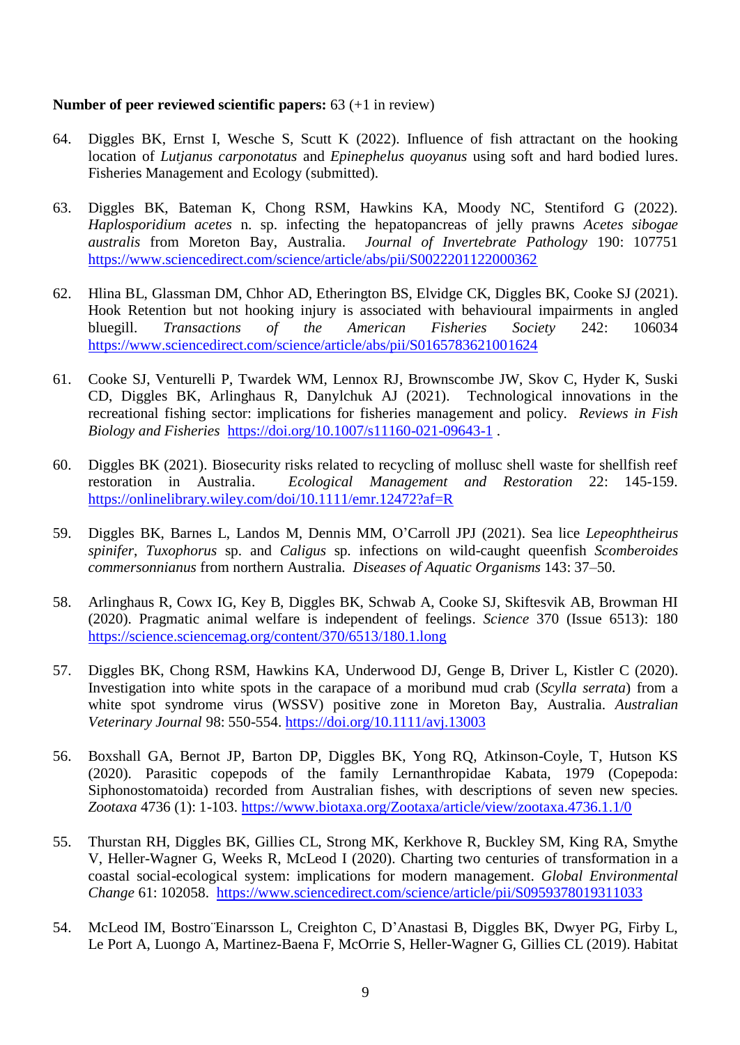**Number of peer reviewed scientific papers:** 63 (+1 in review)

64. Diggles BK, Ernst I, Wesche S, Scutt K (2022). Influence of fish attractant on the hooking location of *Lutjanus carponotatus* and *Epinephelus quoyanus* using soft and hard bodied lures. Fisheries Management and Ecology (submitted).

63. Diggles BK, Bateman K, Chong RSM, Hawkins KA, Moody NC, Stentiford G (2022). *Haplosporidium acetes* n. sp. infecting the hepatopancreas of jelly prawns *Acetes sibogae australis* from Moreton Bay, Australia. *Journal of Invertebrate Pathology* 190: 107751 https://www.sciencedirect.com/science/article/abs/pii/S0022201122000362

62. Hlina BL, Glassman DM, Chhor AD, Etherington BS, Elvidge CK, Diggles BK, Cooke SJ (2021). Hook Retention but not hooking injury is associated with behavioural impairments in angled bluegill. *Transactions of the American Fisheries Society* 242: 106034 https://www.sciencedirect.com/science/article/abs/pii/S0165783621001624

61. Cooke SJ, Venturelli P, Twardek WM, Lennox RJ, Brownscombe JW, Skov C, Hyder K, Suski CD, Diggles BK, Arlinghaus R, Danylchuk AJ (2021). Technological innovations in the recreational fishing sector: implications for fisheries management and policy. *Reviews in Fish Biology and Fisheries* https://doi.org/10.1007/s11160-021-09643-1 .

60. Diggles BK (2021). Biosecurity risks related to recycling of mollusc shell waste for shellfish reef restoration in Australia. *Ecological Management and Restoration* 22: 145-159. https://onlinelibrary.wiley.com/doi/10.1111/emr.12472?af=R

59. Diggles BK, Barnes L, Landos M, Dennis MM, O'Carroll JPJ (2021). Sea lice *Lepeophtheirus spinifer*, *Tuxophorus* sp. and *Caligus* sp. infections on wild-caught queenfish *Scomberoides commersonnianus* from northern Australia. *Diseases of Aquatic Organisms* 143: 37–50.

58. Arlinghaus R, Cowx IG, Key B, Diggles BK, Schwab A, Cooke SJ, Skiftesvik AB, Browman HI (2020). Pragmatic animal welfare is independent of feelings. *Science* 370 (Issue 6513): 180 https://science.sciencemag.org/content/370/6513/180.1.long

57. Diggles BK, Chong RSM, Hawkins KA, Underwood DJ, Genge B, Driver L, Kistler C (2020). Investigation into white spots in the carapace of a moribund mud crab (*Scylla serrata*) from a white spot syndrome virus (WSSV) positive zone in Moreton Bay, Australia. *Australian Veterinary Journal* 98: 550-554. https://doi.org/10.1111/avj.13003

56. Boxshall GA, Bernot JP, Barton DP, Diggles BK, Yong RQ, Atkinson-Coyle, T, Hutson KS (2020). Parasitic copepods of the family Lernanthropidae Kabata, 1979 (Copepoda: Siphonostomatoida) recorded from Australian fishes, with descriptions of seven new species. *Zootaxa* 4736 (1): 1-103. https://www.biotaxa.org/Zootaxa/article/view/zootaxa.4736.1.1/0

55. Thurstan RH, Diggles BK, Gillies CL, Strong MK, Kerkhove R, Buckley SM, King RA, Smythe V, Heller-Wagner G, Weeks R, McLeod I (2020). Charting two centuries of transformation in a coastal social-ecological system: implications for modern management. *Global Environmental Change* 61: 102058. https://www.sciencedirect.com/science/article/pii/S0959378019311033

54. McLeod IM, Bostro¨Einarsson L, Creighton C, D'Anastasi B, Diggles BK, Dwyer PG, Firby L, Le Port A, Luongo A, Martinez-Baena F, McOrrie S, Heller-Wagner G, Gillies CL (2019). Habitat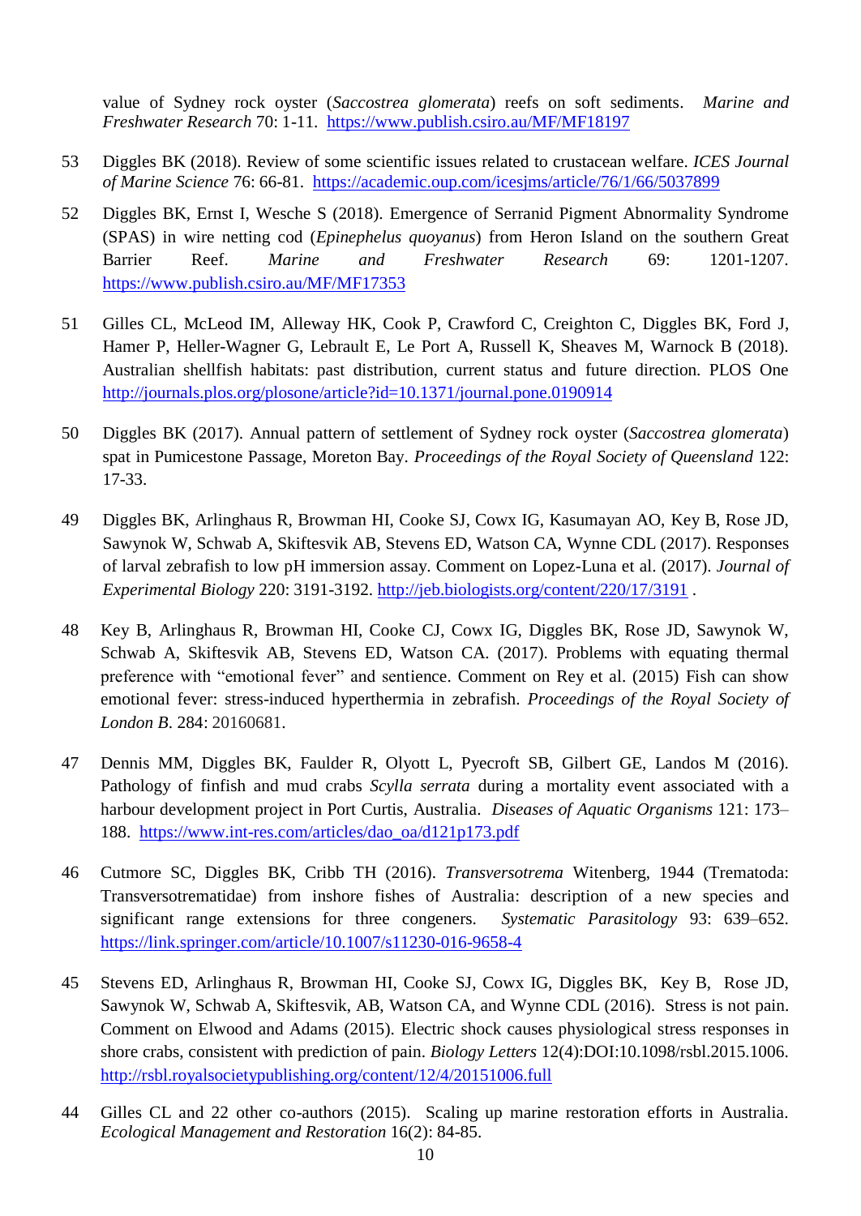value of Sydney rock oyster (*Saccostrea glomerata*) reefs on soft sediments. *Marine and Freshwater Research* 70: 1-11. https://www.publish.csiro.au/MF/MF18197

53 Diggles BK (2018). Review of some scientific issues related to crustacean welfare. *ICES Journal of Marine Science* 76: 66-81. https://academic.oup.com/icesjms/article/76/1/66/5037899

52 Diggles BK, Ernst I, Wesche S (2018). Emergence of Serranid Pigment Abnormality Syndrome (SPAS) in wire netting cod (*Epinephelus quoyanus*) from Heron Island on the southern Great Barrier Reef. *Marine and Freshwater Research* 69: 1201-1207. https://www.publish.csiro.au/MF/MF17353

51 Gilles CL, McLeod IM, Alleway HK, Cook P, Crawford C, Creighton C, Diggles BK, Ford J, Hamer P, Heller-Wagner G, Lebrault E, Le Port A, Russell K, Sheaves M, Warnock B (2018). Australian shellfish habitats: past distribution, current status and future direction. PLOS One http://journals.plos.org/plosone/article?id=10.1371/journal.pone.0190914

50 Diggles BK (2017). Annual pattern of settlement of Sydney rock oyster (*Saccostrea glomerata*) spat in Pumicestone Passage, Moreton Bay. *Proceedings of the Royal Society of Queensland* 122: 17-33.

49 Diggles BK, Arlinghaus R, Browman HI, Cooke SJ, Cowx IG, Kasumayan AO, Key B, Rose JD, Sawynok W, Schwab A, Skiftesvik AB, Stevens ED, Watson CA, Wynne CDL (2017). Responses of larval zebrafish to low pH immersion assay. Comment on Lopez-Luna et al. (2017). *Journal of Experimental Biology* 220: 3191-3192. http://jeb.biologists.org/content/220/17/3191 .

48 Key B, Arlinghaus R, Browman HI, Cooke CJ, Cowx IG, Diggles BK, Rose JD, Sawynok W, Schwab A, Skiftesvik AB, Stevens ED, Watson CA. (2017). Problems with equating thermal preference with "emotional fever" and sentience. Comment on Rey et al. (2015) Fish can show emotional fever: stress-induced hyperthermia in zebrafish. *Proceedings of the Royal Society of London B*. 284: 20160681.

47 Dennis MM, Diggles BK, Faulder R, Olyott L, Pyecroft SB, Gilbert GE, Landos M (2016). Pathology of finfish and mud crabs *Scylla serrata* during a mortality event associated with a harbour development project in Port Curtis, Australia. *Diseases of Aquatic Organisms* 121: 173–188. https://www.int-res.com/articles/dao_oa/d121p173.pdf

46 Cutmore SC, Diggles BK, Cribb TH (2016). *Transversotrema* Witenberg, 1944 (Trematoda: Transversotrematidae) from inshore fishes of Australia: description of a new species and significant range extensions for three congeners. *Systematic Parasitology* 93: 639–652. https://link.springer.com/article/10.1007/s11230-016-9658-4

45 Stevens ED, Arlinghaus R, Browman HI, Cooke SJ, Cowx IG, Diggles BK, Key B, Rose JD, Sawynok W, Schwab A, Skiftesvik, AB, Watson CA, and Wynne CDL (2016). Stress is not pain. Comment on Elwood and Adams (2015). Electric shock causes physiological stress responses in shore crabs, consistent with prediction of pain. *Biology Letters* 12(4):DOI:10.1098/rsbl.2015.1006. http://rsbl.royalsocietypublishing.org/content/12/4/20151006.full

44 Gilles CL and 22 other co-authors (2015). Scaling up marine restoration efforts in Australia. *Ecological Management and Restoration* 16(2): 84-85.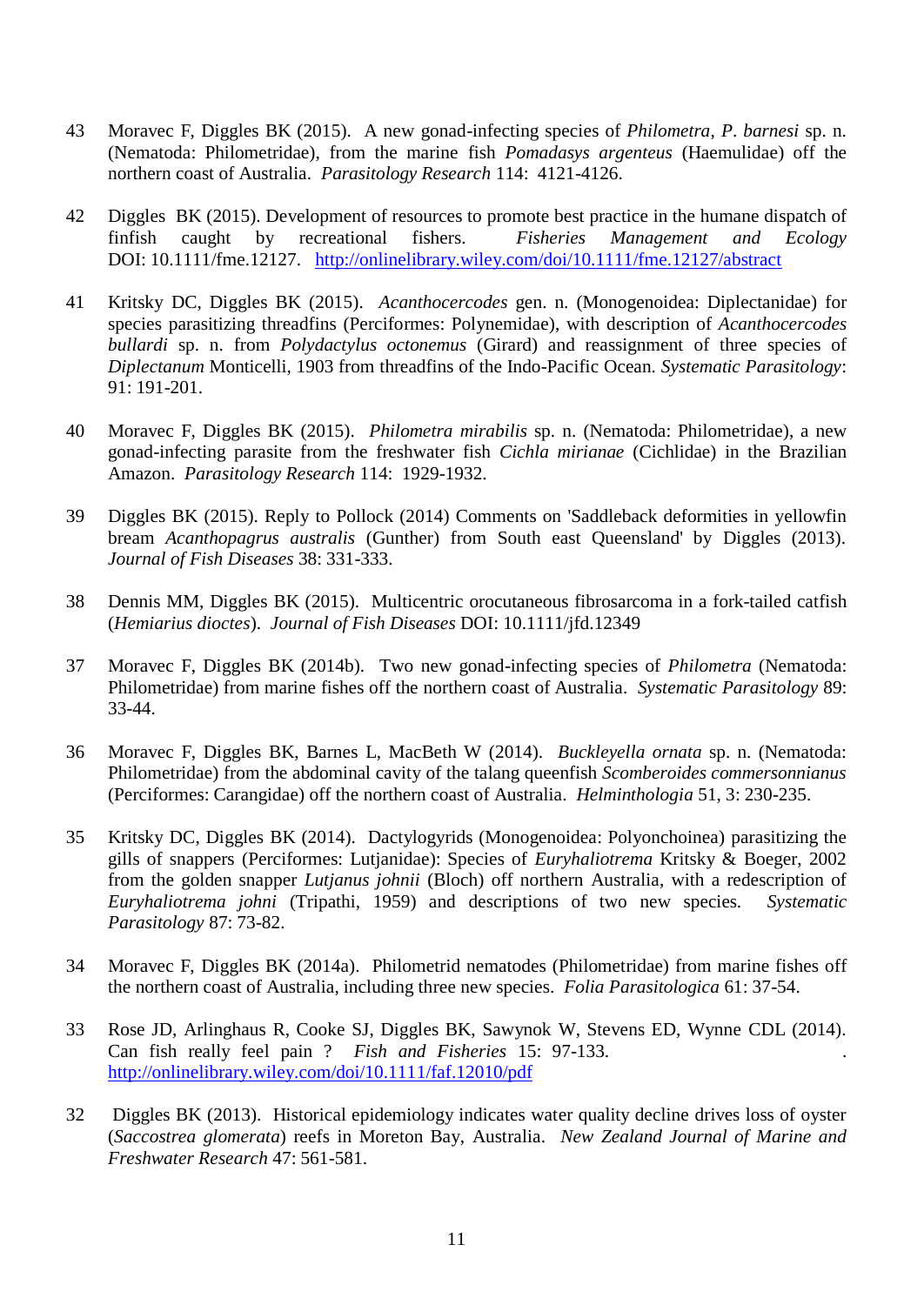43 Moravec F, Diggles BK (2015). A new gonad-infecting species of *Philometra*, *P. barnesi* sp. n. (Nematoda: Philometridae), from the marine fish *Pomadasys argenteus* (Haemulidae) off the northern coast of Australia. *Parasitology Research* 114: 4121-4126.

42 Diggles BK (2015). Development of resources to promote best practice in the humane dispatch of finfish caught by recreational fishers. *Fisheries Management and Ecology* DOI: 10.1111/fme.12127. http://onlinelibrary.wiley.com/doi/10.1111/fme.12127/abstract

41 Kritsky DC, Diggles BK (2015). *Acanthocercodes* gen. n. (Monogenoidea: Diplectanidae) for species parasitizing threadfins (Perciformes: Polynemidae), with description of *Acanthocercodes bullardi* sp. n. from *Polydactylus octonemus* (Girard) and reassignment of three species of *Diplectanum* Monticelli, 1903 from threadfins of the Indo-Pacific Ocean. *Systematic Parasitology*: 91: 191-201.

40 Moravec F, Diggles BK (2015). *Philometra mirabilis* sp. n. (Nematoda: Philometridae), a new gonad-infecting parasite from the freshwater fish *Cichla mirianae* (Cichlidae) in the Brazilian Amazon. *Parasitology Research* 114: 1929-1932.

39 Diggles BK (2015). Reply to Pollock (2014) Comments on 'Saddleback deformities in yellowfin bream *Acanthopagrus australis* (Gunther) from South east Queensland' by Diggles (2013). *Journal of Fish Diseases* 38: 331-333.

38 Dennis MM, Diggles BK (2015). Multicentric orocutaneous fibrosarcoma in a fork-tailed catfish (*Hemiarius dioctes*). *Journal of Fish Diseases* DOI: 10.1111/jfd.12349

37 Moravec F, Diggles BK (2014b). Two new gonad-infecting species of *Philometra* (Nematoda: Philometridae) from marine fishes off the northern coast of Australia. *Systematic Parasitology* 89: 33-44.

36 Moravec F, Diggles BK, Barnes L, MacBeth W (2014). *Buckleyella ornata* sp. n. (Nematoda: Philometridae) from the abdominal cavity of the talang queenfish *Scomberoides commersonnianus* (Perciformes: Carangidae) off the northern coast of Australia. *Helminthologia* 51, 3: 230-235.

35 Kritsky DC, Diggles BK (2014). Dactylogyrids (Monogenoidea: Polyonchoinea) parasitizing the gills of snappers (Perciformes: Lutjanidae): Species of *Euryhaliotrema* Kritsky & Boeger, 2002 from the golden snapper *Lutjanus johnii* (Bloch) off northern Australia, with a redescription of *Euryhaliotrema johni* (Tripathi, 1959) and descriptions of two new species. *Systematic Parasitology* 87: 73-82.

34 Moravec F, Diggles BK (2014a). Philometrid nematodes (Philometridae) from marine fishes off the northern coast of Australia, including three new species. *Folia Parasitologica* 61: 37-54.

33 Rose JD, Arlinghaus R, Cooke SJ, Diggles BK, Sawynok W, Stevens ED, Wynne CDL (2014). Can fish really feel pain ? *Fish and Fisheries* 15: 97-133. http://onlinelibrary.wiley.com/doi/10.1111/faf.12010/pdf

32 Diggles BK (2013). Historical epidemiology indicates water quality decline drives loss of oyster (*Saccostrea glomerata*) reefs in Moreton Bay, Australia. *New Zealand Journal of Marine and Freshwater Research* 47: 561-581.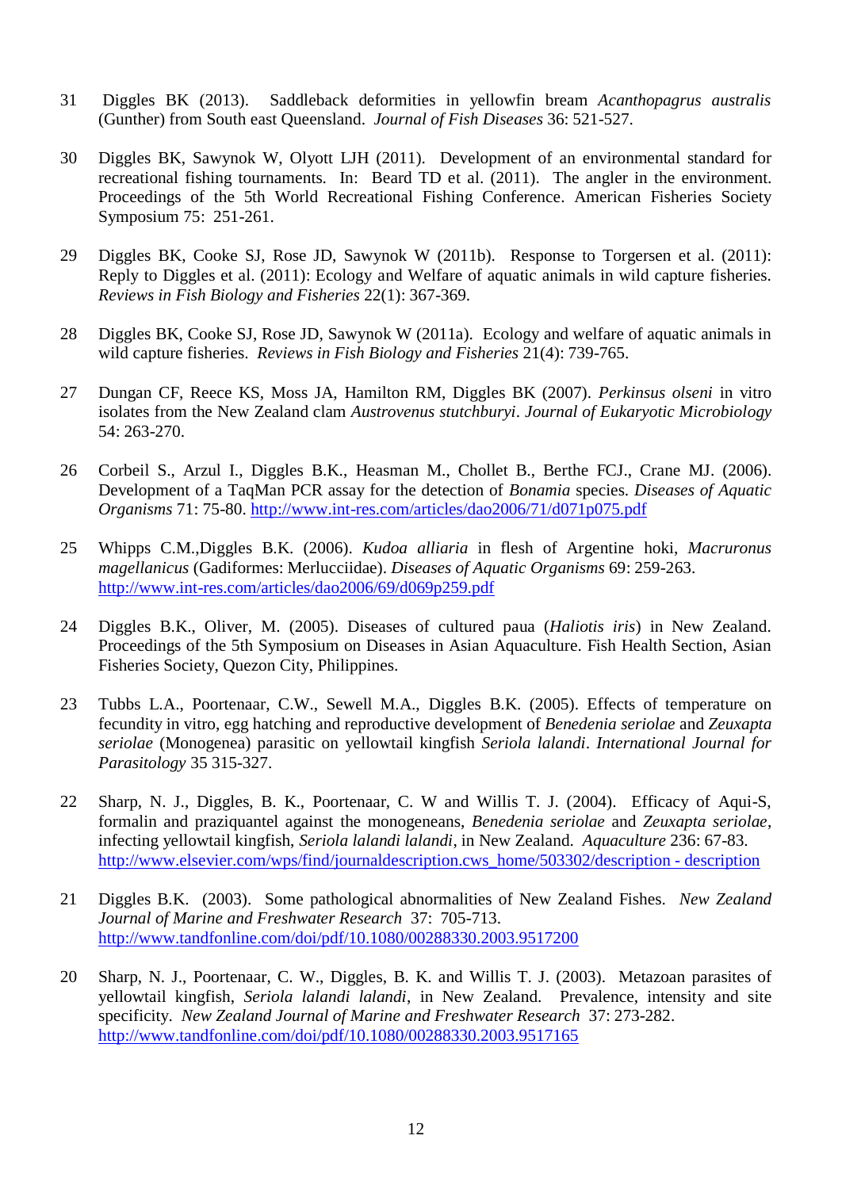31 Diggles BK (2013). Saddleback deformities in yellowfin bream *Acanthopagrus australis* (Gunther) from South east Queensland. *Journal of Fish Diseases* 36: 521-527.

30 Diggles BK, Sawynok W, Olyott LJH (2011). Development of an environmental standard for recreational fishing tournaments. In: Beard TD et al. (2011). The angler in the environment. Proceedings of the 5th World Recreational Fishing Conference. American Fisheries Society Symposium 75: 251-261.

29 Diggles BK, Cooke SJ, Rose JD, Sawynok W (2011b). Response to Torgersen et al. (2011): Reply to Diggles et al. (2011): Ecology and Welfare of aquatic animals in wild capture fisheries. *Reviews in Fish Biology and Fisheries* 22(1): 367-369.

28 Diggles BK, Cooke SJ, Rose JD, Sawynok W (2011a). Ecology and welfare of aquatic animals in wild capture fisheries. *Reviews in Fish Biology and Fisheries* 21(4): 739-765.

27 Dungan CF, Reece KS, Moss JA, Hamilton RM, Diggles BK (2007). *Perkinsus olseni* in vitro isolates from the New Zealand clam *Austrovenus stutchburyi*. *Journal of Eukaryotic Microbiology* 54: 263-270.

26 Corbeil S., Arzul I., Diggles B.K., Heasman M., Chollet B., Berthe FCJ., Crane MJ. (2006). Development of a TaqMan PCR assay for the detection of *Bonamia* species. *Diseases of Aquatic Organisms* 71: 75-80. http://www.int-res.com/articles/dao2006/71/d071p075.pdf

25 Whipps C.M.,Diggles B.K. (2006). *Kudoa alliaria* in flesh of Argentine hoki, *Macruronus magellanicus* (Gadiformes: Merlucciidae). *Diseases of Aquatic Organisms* 69: 259-263. http://www.int-res.com/articles/dao2006/69/d069p259.pdf

24 Diggles B.K., Oliver, M. (2005). Diseases of cultured paua (*Haliotis iris*) in New Zealand. Proceedings of the 5th Symposium on Diseases in Asian Aquaculture. Fish Health Section, Asian Fisheries Society, Quezon City, Philippines.

23 Tubbs L.A., Poortenaar, C.W., Sewell M.A., Diggles B.K. (2005). Effects of temperature on fecundity in vitro, egg hatching and reproductive development of *Benedenia seriolae* and *Zeuxapta seriolae* (Monogenea) parasitic on yellowtail kingfish *Seriola lalandi*. *International Journal for Parasitology* 35 315-327.

22 Sharp, N. J., Diggles, B. K., Poortenaar, C. W and Willis T. J. (2004). Efficacy of Aqui-S, formalin and praziquantel against the monogeneans, *Benedenia seriolae* and *Zeuxapta seriolae*, infecting yellowtail kingfish, *Seriola lalandi lalandi*, in New Zealand. *Aquaculture* 236: 67-83. http://www.elsevier.com/wps/find/journaldescription.cws_home/503302/description - description

21 Diggles B.K. (2003). Some pathological abnormalities of New Zealand Fishes. *New Zealand Journal of Marine and Freshwater Research* 37: 705-713. http://www.tandfonline.com/doi/pdf/10.1080/00288330.2003.9517200

20 Sharp, N. J., Poortenaar, C. W., Diggles, B. K. and Willis T. J. (2003). Metazoan parasites of yellowtail kingfish, *Seriola lalandi lalandi*, in New Zealand. Prevalence, intensity and site specificity. *New Zealand Journal of Marine and Freshwater Research* 37: 273-282. http://www.tandfonline.com/doi/pdf/10.1080/00288330.2003.9517165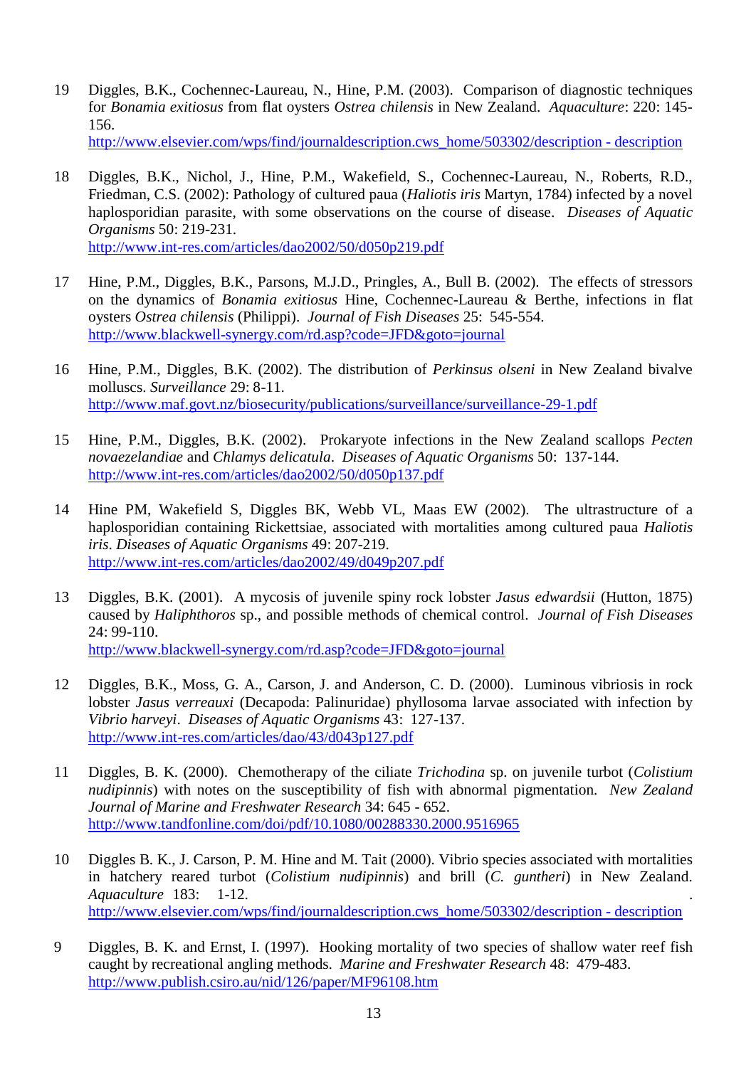19 Diggles, B.K., Cochennec-Laureau, N., Hine, P.M. (2003). Comparison of diagnostic techniques for *Bonamia exitiosus* from flat oysters *Ostrea chilensis* in New Zealand. *Aquaculture*: 220: 145-156.
http://www.elsevier.com/wps/find/journaldescription.cws_home/503302/description - description

18 Diggles, B.K., Nichol, J., Hine, P.M., Wakefield, S., Cochennec-Laureau, N., Roberts, R.D., Friedman, C.S. (2002): Pathology of cultured paua (*Haliotis iris* Martyn, 1784) infected by a novel haplosporidian parasite, with some observations on the course of disease. *Diseases of Aquatic Organisms* 50: 219-231.
http://www.int-res.com/articles/dao2002/50/d050p219.pdf

17 Hine, P.M., Diggles, B.K., Parsons, M.J.D., Pringles, A., Bull B. (2002). The effects of stressors on the dynamics of *Bonamia exitiosus* Hine, Cochennec-Laureau & Berthe, infections in flat oysters *Ostrea chilensis* (Philippi). *Journal of Fish Diseases* 25: 545-554.
http://www.blackwell-synergy.com/rd.asp?code=JFD&goto=journal

16 Hine, P.M., Diggles, B.K. (2002). The distribution of *Perkinsus olseni* in New Zealand bivalve molluscs. *Surveillance* 29: 8-11.
http://www.maf.govt.nz/biosecurity/publications/surveillance/surveillance-29-1.pdf

15 Hine, P.M., Diggles, B.K. (2002). Prokaryote infections in the New Zealand scallops *Pecten novaezelandiae* and *Chlamys delicatula*. *Diseases of Aquatic Organisms* 50: 137-144.
http://www.int-res.com/articles/dao2002/50/d050p137.pdf

14 Hine PM, Wakefield S, Diggles BK, Webb VL, Maas EW (2002). The ultrastructure of a haplosporidian containing Rickettsiae, associated with mortalities among cultured paua *Haliotis iris*. *Diseases of Aquatic Organisms* 49: 207-219.
http://www.int-res.com/articles/dao2002/49/d049p207.pdf

13 Diggles, B.K. (2001). A mycosis of juvenile spiny rock lobster *Jasus edwardsii* (Hutton, 1875) caused by *Haliphthoros* sp., and possible methods of chemical control. *Journal of Fish Diseases* 24: 99-110.
http://www.blackwell-synergy.com/rd.asp?code=JFD&goto=journal

12 Diggles, B.K., Moss, G. A., Carson, J. and Anderson, C. D. (2000). Luminous vibriosis in rock lobster *Jasus verreauxi* (Decapoda: Palinuridae) phyllosoma larvae associated with infection by *Vibrio harveyi*. *Diseases of Aquatic Organisms* 43: 127-137.
http://www.int-res.com/articles/dao/43/d043p127.pdf

11 Diggles, B. K. (2000). Chemotherapy of the ciliate *Trichodina* sp. on juvenile turbot (*Colistium nudipinnis*) with notes on the susceptibility of fish with abnormal pigmentation. *New Zealand Journal of Marine and Freshwater Research* 34: 645 - 652.
http://www.tandfonline.com/doi/pdf/10.1080/00288330.2000.9516965

10 Diggles B. K., J. Carson, P. M. Hine and M. Tait (2000). Vibrio species associated with mortalities in hatchery reared turbot (*Colistium nudipinnis*) and brill (*C. guntheri*) in New Zealand. *Aquaculture* 183: 1-12.
http://www.elsevier.com/wps/find/journaldescription.cws_home/503302/description - description

9 Diggles, B. K. and Ernst, I. (1997). Hooking mortality of two species of shallow water reef fish caught by recreational angling methods. *Marine and Freshwater Research* 48: 479-483.
http://www.publish.csiro.au/nid/126/paper/MF96108.htm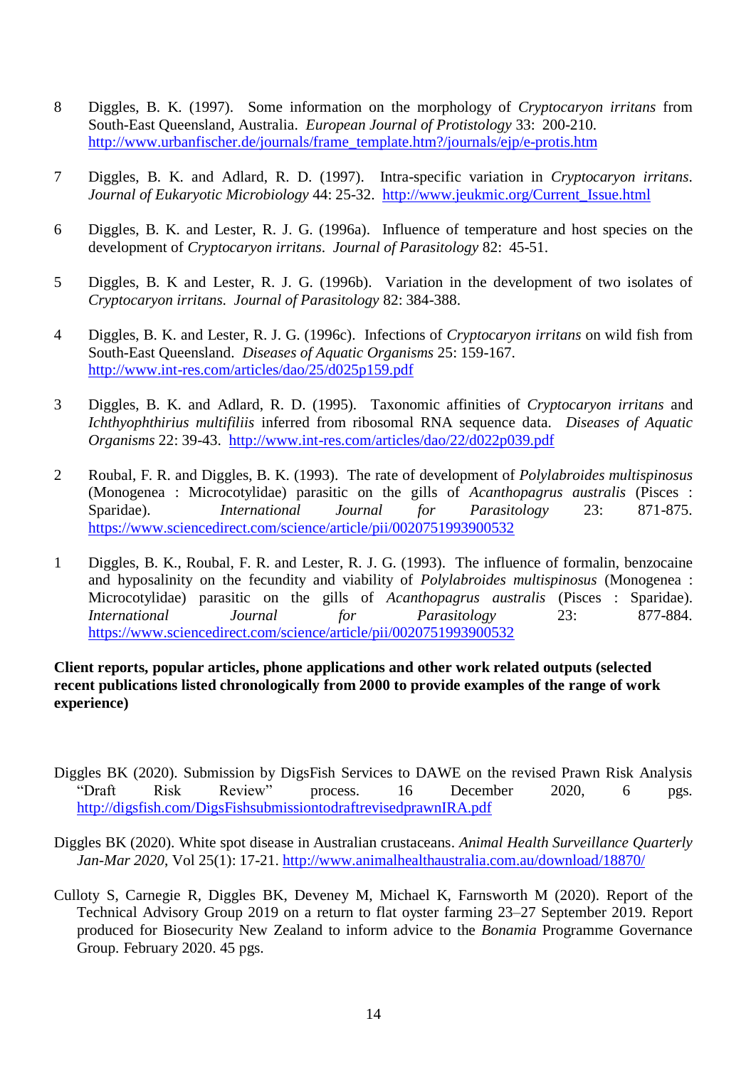8 Diggles, B. K. (1997). Some information on the morphology of *Cryptocaryon irritans* from South-East Queensland, Australia. *European Journal of Protistology* 33: 200-210. http://www.urbanfischer.de/journals/frame_template.htm?/journals/ejp/e-protis.htm

7 Diggles, B. K. and Adlard, R. D. (1997). Intra-specific variation in *Cryptocaryon irritans*. *Journal of Eukaryotic Microbiology* 44: 25-32. http://www.jeukmic.org/Current_Issue.html

6 Diggles, B. K. and Lester, R. J. G. (1996a). Influence of temperature and host species on the development of *Cryptocaryon irritans*. *Journal of Parasitology* 82: 45-51.

5 Diggles, B. K and Lester, R. J. G. (1996b). Variation in the development of two isolates of *Cryptocaryon irritans*. *Journal of Parasitology* 82: 384-388.

4 Diggles, B. K. and Lester, R. J. G. (1996c). Infections of *Cryptocaryon irritans* on wild fish from South-East Queensland. *Diseases of Aquatic Organisms* 25: 159-167. http://www.int-res.com/articles/dao/25/d025p159.pdf

3 Diggles, B. K. and Adlard, R. D. (1995). Taxonomic affinities of *Cryptocaryon irritans* and *Ichthyophthirius multifiliis* inferred from ribosomal RNA sequence data. *Diseases of Aquatic Organisms* 22: 39-43. http://www.int-res.com/articles/dao/22/d022p039.pdf

2 Roubal, F. R. and Diggles, B. K. (1993). The rate of development of *Polylabroides multispinosus* (Monogenea : Microcotylidae) parasitic on the gills of *Acanthopagrus australis* (Pisces : Sparidae). *International Journal for Parasitology* 23: 871-875. https://www.sciencedirect.com/science/article/pii/0020751993900532

1 Diggles, B. K., Roubal, F. R. and Lester, R. J. G. (1993). The influence of formalin, benzocaine and hyposalinity on the fecundity and viability of *Polylabroides multispinosus* (Monogenea : Microcotylidae) parasitic on the gills of *Acanthopagrus australis* (Pisces : Sparidae). *International Journal for Parasitology* 23: 877-884. https://www.sciencedirect.com/science/article/pii/0020751993900532

**Client reports, popular articles, phone applications and other work related outputs (selected recent publications listed chronologically from 2000 to provide examples of the range of work experience)**

Diggles BK (2020). Submission by DigsFish Services to DAWE on the revised Prawn Risk Analysis "Draft Risk Review" process. 16 December 2020, 6 pgs. http://digsfish.com/DigsFishsubmissiontodraftrevisedprawnIRA.pdf

Diggles BK (2020). White spot disease in Australian crustaceans. *Animal Health Surveillance Quarterly Jan-Mar 2020*, Vol 25(1): 17-21. http://www.animalhealthaustralia.com.au/download/18870/

Culloty S, Carnegie R, Diggles BK, Deveney M, Michael K, Farnsworth M (2020). Report of the Technical Advisory Group 2019 on a return to flat oyster farming 23–27 September 2019. Report produced for Biosecurity New Zealand to inform advice to the *Bonamia* Programme Governance Group. February 2020. 45 pgs.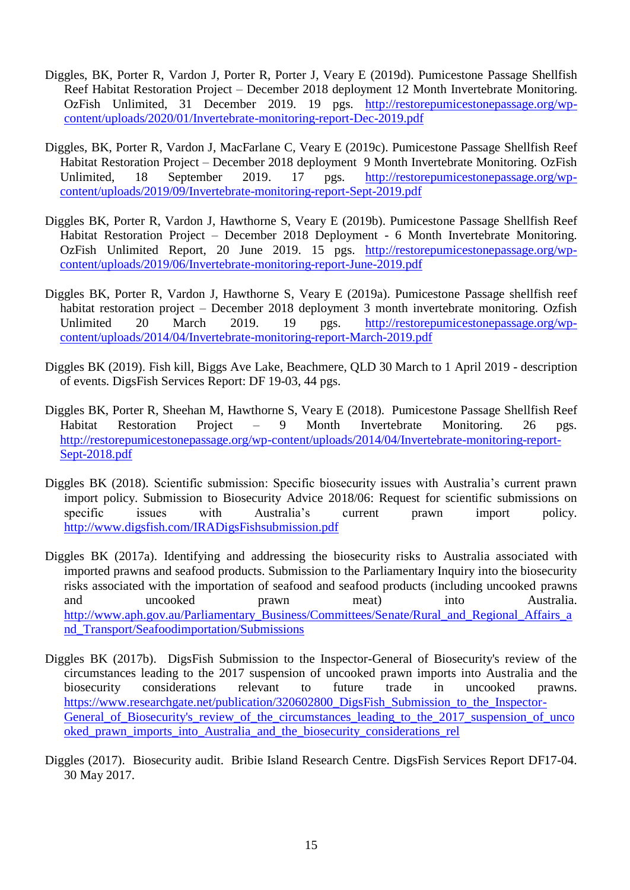Diggles, BK, Porter R, Vardon J, Porter R, Porter J, Veary E (2019d). Pumicestone Passage Shellfish Reef Habitat Restoration Project – December 2018 deployment 12 Month Invertebrate Monitoring. OzFish Unlimited, 31 December 2019. 19 pgs. http://restorepumicestonepassage.org/wp-content/uploads/2020/01/Invertebrate-monitoring-report-Dec-2019.pdf

Diggles, BK, Porter R, Vardon J, MacFarlane C, Veary E (2019c). Pumicestone Passage Shellfish Reef Habitat Restoration Project – December 2018 deployment 9 Month Invertebrate Monitoring. OzFish Unlimited, 18 September 2019. 17 pgs. http://restorepumicestonepassage.org/wp-content/uploads/2019/09/Invertebrate-monitoring-report-Sept-2019.pdf

Diggles BK, Porter R, Vardon J, Hawthorne S, Veary E (2019b). Pumicestone Passage Shellfish Reef Habitat Restoration Project – December 2018 Deployment - 6 Month Invertebrate Monitoring. OzFish Unlimited Report, 20 June 2019. 15 pgs. http://restorepumicestonepassage.org/wp-content/uploads/2019/06/Invertebrate-monitoring-report-June-2019.pdf

Diggles BK, Porter R, Vardon J, Hawthorne S, Veary E (2019a). Pumicestone Passage shellfish reef habitat restoration project – December 2018 deployment 3 month invertebrate monitoring. Ozfish Unlimited 20 March 2019. 19 pgs. http://restorepumicestonepassage.org/wp-content/uploads/2014/04/Invertebrate-monitoring-report-March-2019.pdf

Diggles BK (2019). Fish kill, Biggs Ave Lake, Beachmere, QLD 30 March to 1 April 2019 - description of events. DigsFish Services Report: DF 19-03, 44 pgs.

Diggles BK, Porter R, Sheehan M, Hawthorne S, Veary E (2018). Pumicestone Passage Shellfish Reef Habitat Restoration Project – 9 Month Invertebrate Monitoring. 26 pgs. http://restorepumicestonepassage.org/wp-content/uploads/2014/04/Invertebrate-monitoring-report-Sept-2018.pdf

Diggles BK (2018). Scientific submission: Specific biosecurity issues with Australia's current prawn import policy. Submission to Biosecurity Advice 2018/06: Request for scientific submissions on specific issues with Australia's current prawn import policy. http://www.digsfish.com/IRADigsFishsubmission.pdf

Diggles BK (2017a). Identifying and addressing the biosecurity risks to Australia associated with imported prawns and seafood products. Submission to the Parliamentary Inquiry into the biosecurity risks associated with the importation of seafood and seafood products (including uncooked prawns and uncooked prawn meat) into Australia. http://www.aph.gov.au/Parliamentary_Business/Committees/Senate/Rural_and_Regional_Affairs_and_Transport/Seafoodimportation/Submissions

Diggles BK (2017b). DigsFish Submission to the Inspector-General of Biosecurity's review of the circumstances leading to the 2017 suspension of uncooked prawn imports into Australia and the biosecurity considerations relevant to future trade in uncooked prawns. https://www.researchgate.net/publication/320602800_DigsFish_Submission_to_the_Inspector-General_of_Biosecurity's_review_of_the_circumstances_leading_to_the_2017_suspension_of_uncooked_prawn_imports_into_Australia_and_the_biosecurity_considerations_rel

Diggles (2017). Biosecurity audit. Bribie Island Research Centre. DigsFish Services Report DF17-04. 30 May 2017.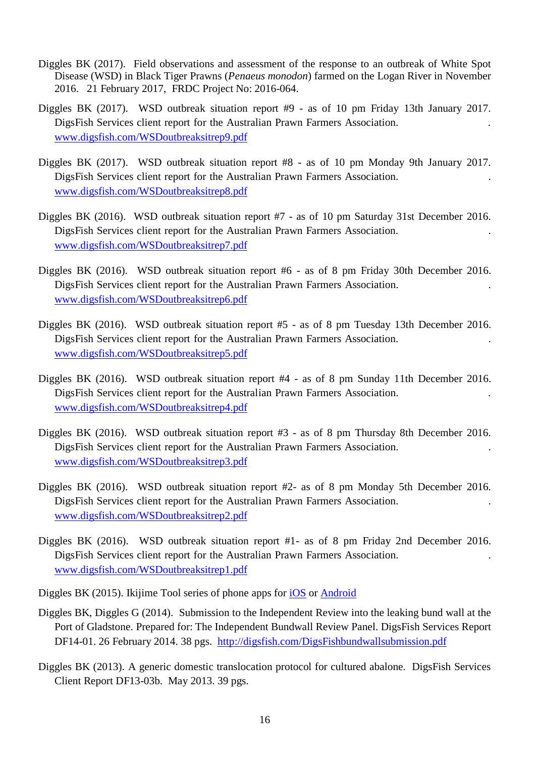Diggles BK (2017). Field observations and assessment of the response to an outbreak of White Spot Disease (WSD) in Black Tiger Prawns (*Penaeus monodon*) farmed on the Logan River in November 2016. 21 February 2017, FRDC Project No: 2016-064.

Diggles BK (2017). WSD outbreak situation report #9 - as of 10 pm Friday 13th January 2017. DigsFish Services client report for the Australian Prawn Farmers Association. . www.digsfish.com/WSDoutbreaksitrep9.pdf

Diggles BK (2017). WSD outbreak situation report #8 - as of 10 pm Monday 9th January 2017. DigsFish Services client report for the Australian Prawn Farmers Association. . www.digsfish.com/WSDoutbreaksitrep8.pdf

Diggles BK (2016). WSD outbreak situation report #7 - as of 10 pm Saturday 31st December 2016. DigsFish Services client report for the Australian Prawn Farmers Association. . www.digsfish.com/WSDoutbreaksitrep7.pdf

Diggles BK (2016). WSD outbreak situation report #6 - as of 8 pm Friday 30th December 2016. DigsFish Services client report for the Australian Prawn Farmers Association. . www.digsfish.com/WSDoutbreaksitrep6.pdf

Diggles BK (2016). WSD outbreak situation report #5 - as of 8 pm Tuesday 13th December 2016. DigsFish Services client report for the Australian Prawn Farmers Association. . www.digsfish.com/WSDoutbreaksitrep5.pdf

Diggles BK (2016). WSD outbreak situation report #4 - as of 8 pm Sunday 11th December 2016. DigsFish Services client report for the Australian Prawn Farmers Association. . www.digsfish.com/WSDoutbreaksitrep4.pdf

Diggles BK (2016). WSD outbreak situation report #3 - as of 8 pm Thursday 8th December 2016. DigsFish Services client report for the Australian Prawn Farmers Association. . www.digsfish.com/WSDoutbreaksitrep3.pdf

Diggles BK (2016). WSD outbreak situation report #2- as of 8 pm Monday 5th December 2016. DigsFish Services client report for the Australian Prawn Farmers Association. . www.digsfish.com/WSDoutbreaksitrep2.pdf

Diggles BK (2016). WSD outbreak situation report #1- as of 8 pm Friday 2nd December 2016. DigsFish Services client report for the Australian Prawn Farmers Association. . www.digsfish.com/WSDoutbreaksitrep1.pdf

Diggles BK (2015). Ikijime Tool series of phone apps for iOS or Android

Diggles BK, Diggles G (2014). Submission to the Independent Review into the leaking bund wall at the Port of Gladstone. Prepared for: The Independent Bundwall Review Panel. DigsFish Services Report DF14-01. 26 February 2014. 38 pgs. http://digsfish.com/DigsFishbundwallsubmission.pdf

Diggles BK (2013). A generic domestic translocation protocol for cultured abalone. DigsFish Services Client Report DF13-03b. May 2013. 39 pgs.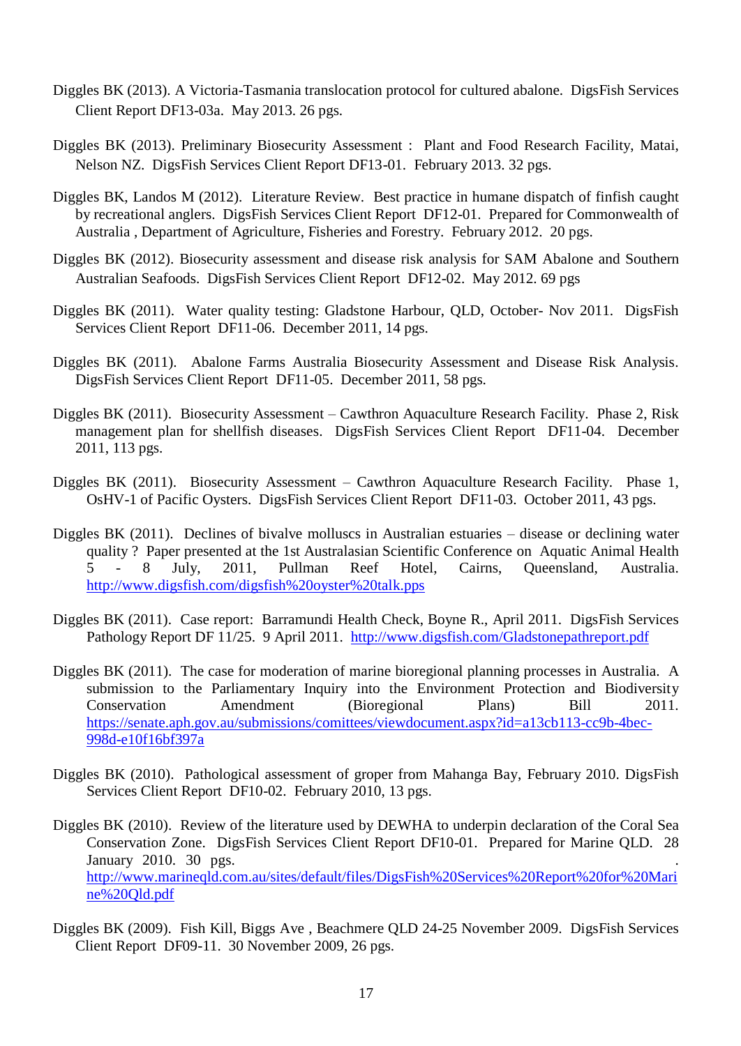Diggles BK (2013). A Victoria-Tasmania translocation protocol for cultured abalone. DigsFish Services Client Report DF13-03a. May 2013. 26 pgs.

Diggles BK (2013). Preliminary Biosecurity Assessment : Plant and Food Research Facility, Matai, Nelson NZ. DigsFish Services Client Report DF13-01. February 2013. 32 pgs.

Diggles BK, Landos M (2012). Literature Review. Best practice in humane dispatch of finfish caught by recreational anglers. DigsFish Services Client Report DF12-01. Prepared for Commonwealth of Australia , Department of Agriculture, Fisheries and Forestry. February 2012. 20 pgs.

Diggles BK (2012). Biosecurity assessment and disease risk analysis for SAM Abalone and Southern Australian Seafoods. DigsFish Services Client Report DF12-02. May 2012. 69 pgs

Diggles BK (2011). Water quality testing: Gladstone Harbour, QLD, October- Nov 2011. DigsFish Services Client Report DF11-06. December 2011, 14 pgs.

Diggles BK (2011). Abalone Farms Australia Biosecurity Assessment and Disease Risk Analysis. DigsFish Services Client Report DF11-05. December 2011, 58 pgs.

Diggles BK (2011). Biosecurity Assessment – Cawthron Aquaculture Research Facility. Phase 2, Risk management plan for shellfish diseases. DigsFish Services Client Report DF11-04. December 2011, 113 pgs.

Diggles BK (2011). Biosecurity Assessment – Cawthron Aquaculture Research Facility. Phase 1, OsHV-1 of Pacific Oysters. DigsFish Services Client Report DF11-03. October 2011, 43 pgs.

Diggles BK (2011). Declines of bivalve molluscs in Australian estuaries – disease or declining water quality ? Paper presented at the 1st Australasian Scientific Conference on Aquatic Animal Health 5 - 8 July, 2011, Pullman Reef Hotel, Cairns, Queensland, Australia. http://www.digsfish.com/digsfish%20oyster%20talk.pps

Diggles BK (2011). Case report: Barramundi Health Check, Boyne R., April 2011. DigsFish Services Pathology Report DF 11/25. 9 April 2011. http://www.digsfish.com/Gladstonepathreport.pdf

Diggles BK (2011). The case for moderation of marine bioregional planning processes in Australia. A submission to the Parliamentary Inquiry into the Environment Protection and Biodiversity Conservation Amendment (Bioregional Plans) Bill 2011. https://senate.aph.gov.au/submissions/comittees/viewdocument.aspx?id=a13cb113-cc9b-4bec-998d-e10f16bf397a

Diggles BK (2010). Pathological assessment of groper from Mahanga Bay, February 2010. DigsFish Services Client Report DF10-02. February 2010, 13 pgs.

Diggles BK (2010). Review of the literature used by DEWHA to underpin declaration of the Coral Sea Conservation Zone. DigsFish Services Client Report DF10-01. Prepared for Marine QLD. 28 January 2010. 30 pgs. . http://www.marineqld.com.au/sites/default/files/DigsFish%20Services%20Report%20for%20Marine%20Qld.pdf

Diggles BK (2009). Fish Kill, Biggs Ave , Beachmere QLD 24-25 November 2009. DigsFish Services Client Report DF09-11. 30 November 2009, 26 pgs.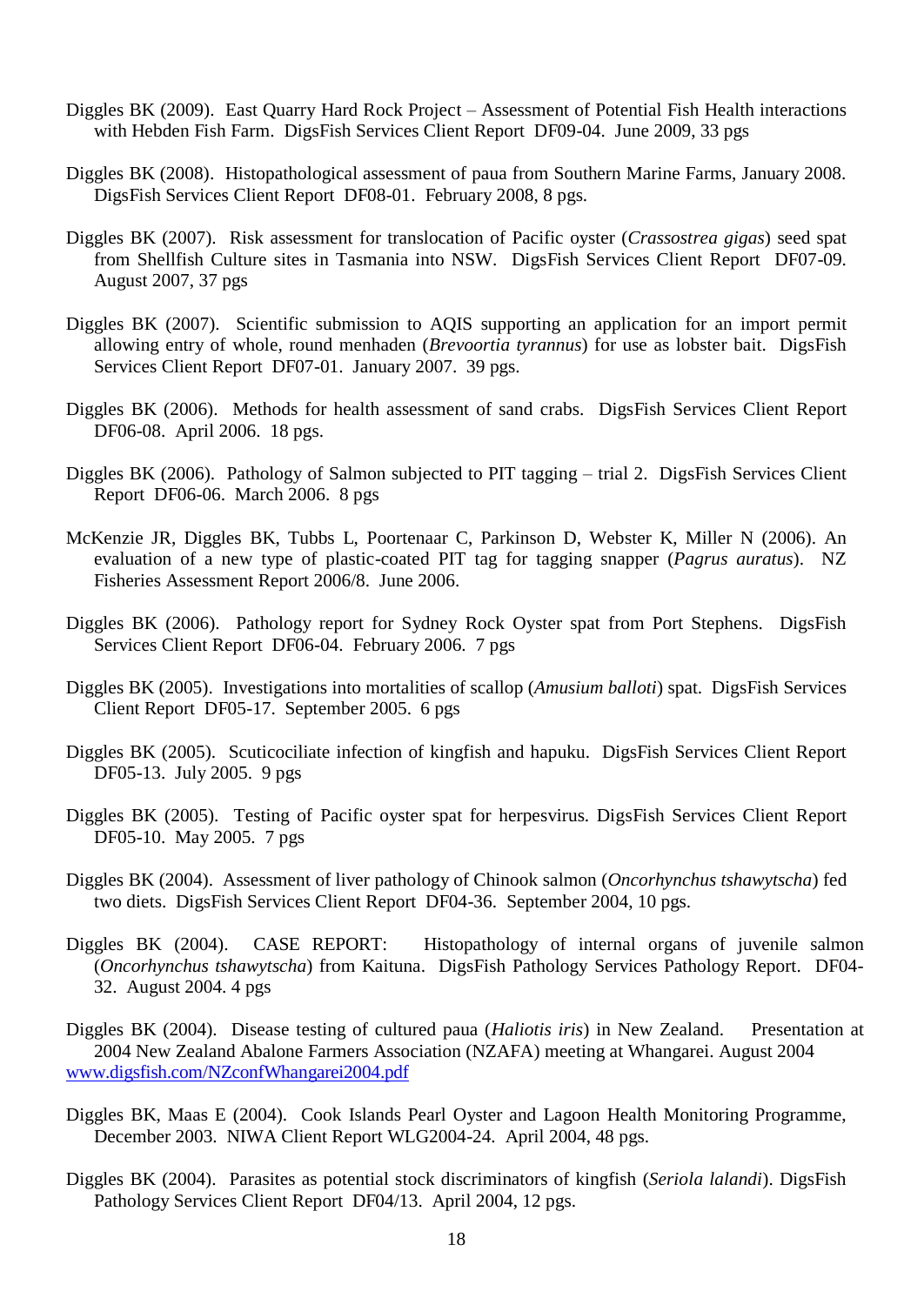Diggles BK (2009). East Quarry Hard Rock Project – Assessment of Potential Fish Health interactions with Hebden Fish Farm. DigsFish Services Client Report DF09-04. June 2009, 33 pgs

Diggles BK (2008). Histopathological assessment of paua from Southern Marine Farms, January 2008. DigsFish Services Client Report DF08-01. February 2008, 8 pgs.

Diggles BK (2007). Risk assessment for translocation of Pacific oyster (*Crassostrea gigas*) seed spat from Shellfish Culture sites in Tasmania into NSW. DigsFish Services Client Report DF07-09. August 2007, 37 pgs

Diggles BK (2007). Scientific submission to AQIS supporting an application for an import permit allowing entry of whole, round menhaden (*Brevoortia tyrannus*) for use as lobster bait. DigsFish Services Client Report DF07-01. January 2007. 39 pgs.

Diggles BK (2006). Methods for health assessment of sand crabs. DigsFish Services Client Report DF06-08. April 2006. 18 pgs.

Diggles BK (2006). Pathology of Salmon subjected to PIT tagging – trial 2. DigsFish Services Client Report DF06-06. March 2006. 8 pgs

McKenzie JR, Diggles BK, Tubbs L, Poortenaar C, Parkinson D, Webster K, Miller N (2006). An evaluation of a new type of plastic-coated PIT tag for tagging snapper (*Pagrus auratus*). NZ Fisheries Assessment Report 2006/8. June 2006.

Diggles BK (2006). Pathology report for Sydney Rock Oyster spat from Port Stephens. DigsFish Services Client Report DF06-04. February 2006. 7 pgs

Diggles BK (2005). Investigations into mortalities of scallop (*Amusium balloti*) spat. DigsFish Services Client Report DF05-17. September 2005. 6 pgs

Diggles BK (2005). Scuticociliate infection of kingfish and hapuku. DigsFish Services Client Report DF05-13. July 2005. 9 pgs

Diggles BK (2005). Testing of Pacific oyster spat for herpesvirus. DigsFish Services Client Report DF05-10. May 2005. 7 pgs

Diggles BK (2004). Assessment of liver pathology of Chinook salmon (*Oncorhynchus tshawytscha*) fed two diets. DigsFish Services Client Report DF04-36. September 2004, 10 pgs.

Diggles BK (2004). CASE REPORT: Histopathology of internal organs of juvenile salmon (*Oncorhynchus tshawytscha*) from Kaituna. DigsFish Pathology Services Pathology Report. DF04-32. August 2004. 4 pgs

Diggles BK (2004). Disease testing of cultured paua (*Haliotis iris*) in New Zealand. Presentation at 2004 New Zealand Abalone Farmers Association (NZAFA) meeting at Whangarei. August 2004 www.digsfish.com/NZconfWhangarei2004.pdf

Diggles BK, Maas E (2004). Cook Islands Pearl Oyster and Lagoon Health Monitoring Programme, December 2003. NIWA Client Report WLG2004-24. April 2004, 48 pgs.

Diggles BK (2004). Parasites as potential stock discriminators of kingfish (*Seriola lalandi*). DigsFish Pathology Services Client Report DF04/13. April 2004, 12 pgs.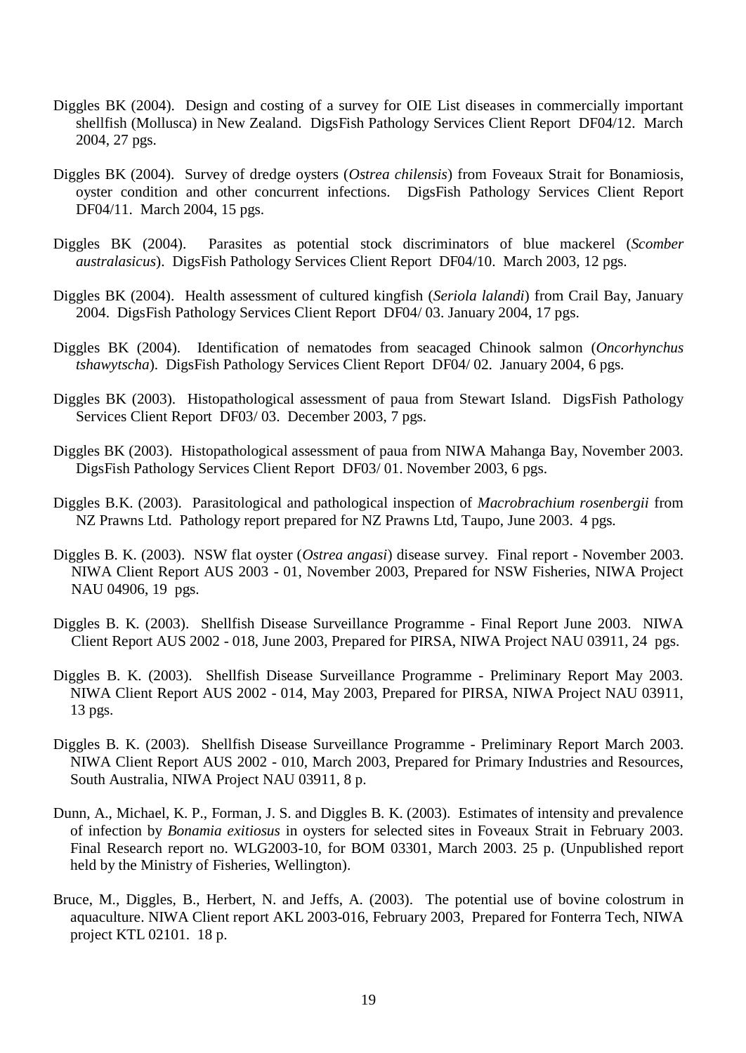Diggles BK (2004). Design and costing of a survey for OIE List diseases in commercially important shellfish (Mollusca) in New Zealand. DigsFish Pathology Services Client Report DF04/12. March 2004, 27 pgs.

Diggles BK (2004). Survey of dredge oysters (*Ostrea chilensis*) from Foveaux Strait for Bonamiosis, oyster condition and other concurrent infections. DigsFish Pathology Services Client Report DF04/11. March 2004, 15 pgs.

Diggles BK (2004). Parasites as potential stock discriminators of blue mackerel (*Scomber australasicus*). DigsFish Pathology Services Client Report DF04/10. March 2003, 12 pgs.

Diggles BK (2004). Health assessment of cultured kingfish (*Seriola lalandi*) from Crail Bay, January 2004. DigsFish Pathology Services Client Report DF04/ 03. January 2004, 17 pgs.

Diggles BK (2004). Identification of nematodes from seacaged Chinook salmon (*Oncorhynchus tshawytscha*). DigsFish Pathology Services Client Report DF04/ 02. January 2004, 6 pgs.

Diggles BK (2003). Histopathological assessment of paua from Stewart Island. DigsFish Pathology Services Client Report DF03/ 03. December 2003, 7 pgs.

Diggles BK (2003). Histopathological assessment of paua from NIWA Mahanga Bay, November 2003. DigsFish Pathology Services Client Report DF03/ 01. November 2003, 6 pgs.

Diggles B.K. (2003). Parasitological and pathological inspection of *Macrobrachium rosenbergii* from NZ Prawns Ltd. Pathology report prepared for NZ Prawns Ltd, Taupo, June 2003. 4 pgs.

Diggles B. K. (2003). NSW flat oyster (*Ostrea angasi*) disease survey. Final report - November 2003. NIWA Client Report AUS 2003 - 01, November 2003, Prepared for NSW Fisheries, NIWA Project NAU 04906, 19 pgs.

Diggles B. K. (2003). Shellfish Disease Surveillance Programme - Final Report June 2003. NIWA Client Report AUS 2002 - 018, June 2003, Prepared for PIRSA, NIWA Project NAU 03911, 24 pgs.

Diggles B. K. (2003). Shellfish Disease Surveillance Programme - Preliminary Report May 2003. NIWA Client Report AUS 2002 - 014, May 2003, Prepared for PIRSA, NIWA Project NAU 03911, 13 pgs.

Diggles B. K. (2003). Shellfish Disease Surveillance Programme - Preliminary Report March 2003. NIWA Client Report AUS 2002 - 010, March 2003, Prepared for Primary Industries and Resources, South Australia, NIWA Project NAU 03911, 8 p.

Dunn, A., Michael, K. P., Forman, J. S. and Diggles B. K. (2003). Estimates of intensity and prevalence of infection by *Bonamia exitiosus* in oysters for selected sites in Foveaux Strait in February 2003. Final Research report no. WLG2003-10, for BOM 03301, March 2003. 25 p. (Unpublished report held by the Ministry of Fisheries, Wellington).

Bruce, M., Diggles, B., Herbert, N. and Jeffs, A. (2003). The potential use of bovine colostrum in aquaculture. NIWA Client report AKL 2003-016, February 2003, Prepared for Fonterra Tech, NIWA project KTL 02101. 18 p.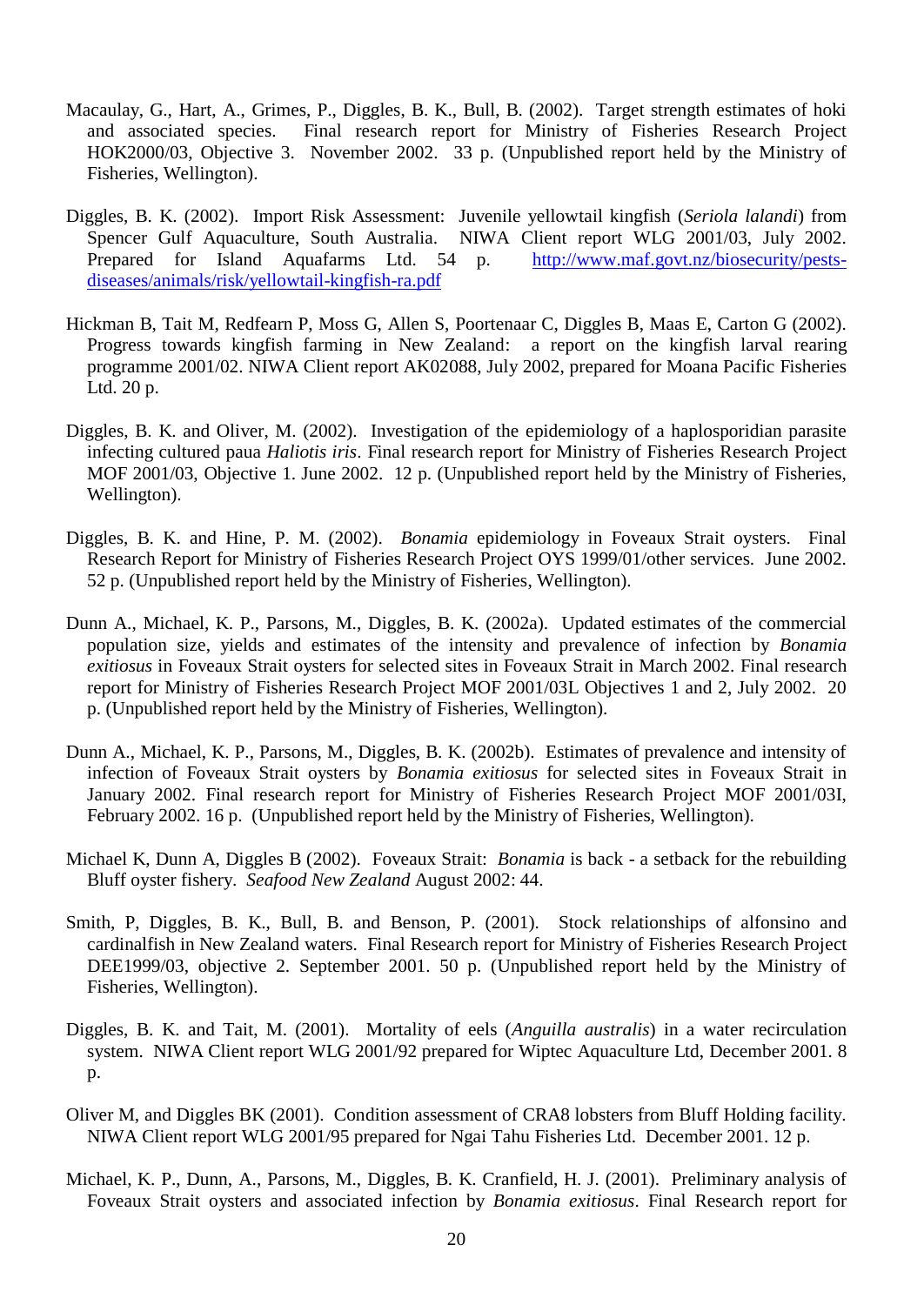Macaulay, G., Hart, A., Grimes, P., Diggles, B. K., Bull, B. (2002). Target strength estimates of hoki and associated species. Final research report for Ministry of Fisheries Research Project HOK2000/03, Objective 3. November 2002. 33 p. (Unpublished report held by the Ministry of Fisheries, Wellington).

Diggles, B. K. (2002). Import Risk Assessment: Juvenile yellowtail kingfish (*Seriola lalandi*) from Spencer Gulf Aquaculture, South Australia. NIWA Client report WLG 2001/03, July 2002. Prepared for Island Aquafarms Ltd. 54 p. http://www.maf.govt.nz/biosecurity/pests-diseases/animals/risk/yellowtail-kingfish-ra.pdf

Hickman B, Tait M, Redfearn P, Moss G, Allen S, Poortenaar C, Diggles B, Maas E, Carton G (2002). Progress towards kingfish farming in New Zealand: a report on the kingfish larval rearing programme 2001/02. NIWA Client report AK02088, July 2002, prepared for Moana Pacific Fisheries Ltd. 20 p.

Diggles, B. K. and Oliver, M. (2002). Investigation of the epidemiology of a haplosporidian parasite infecting cultured paua *Haliotis iris*. Final research report for Ministry of Fisheries Research Project MOF 2001/03, Objective 1. June 2002. 12 p. (Unpublished report held by the Ministry of Fisheries, Wellington).

Diggles, B. K. and Hine, P. M. (2002). *Bonamia* epidemiology in Foveaux Strait oysters. Final Research Report for Ministry of Fisheries Research Project OYS 1999/01/other services. June 2002. 52 p. (Unpublished report held by the Ministry of Fisheries, Wellington).

Dunn A., Michael, K. P., Parsons, M., Diggles, B. K. (2002a). Updated estimates of the commercial population size, yields and estimates of the intensity and prevalence of infection by *Bonamia exitiosus* in Foveaux Strait oysters for selected sites in Foveaux Strait in March 2002. Final research report for Ministry of Fisheries Research Project MOF 2001/03L Objectives 1 and 2, July 2002. 20 p. (Unpublished report held by the Ministry of Fisheries, Wellington).

Dunn A., Michael, K. P., Parsons, M., Diggles, B. K. (2002b). Estimates of prevalence and intensity of infection of Foveaux Strait oysters by *Bonamia exitiosus* for selected sites in Foveaux Strait in January 2002. Final research report for Ministry of Fisheries Research Project MOF 2001/03I, February 2002. 16 p. (Unpublished report held by the Ministry of Fisheries, Wellington).

Michael K, Dunn A, Diggles B (2002). Foveaux Strait: *Bonamia* is back - a setback for the rebuilding Bluff oyster fishery. *Seafood New Zealand* August 2002: 44.

Smith, P, Diggles, B. K., Bull, B. and Benson, P. (2001). Stock relationships of alfonsino and cardinalfish in New Zealand waters. Final Research report for Ministry of Fisheries Research Project DEE1999/03, objective 2. September 2001. 50 p. (Unpublished report held by the Ministry of Fisheries, Wellington).

Diggles, B. K. and Tait, M. (2001). Mortality of eels (*Anguilla australis*) in a water recirculation system. NIWA Client report WLG 2001/92 prepared for Wiptec Aquaculture Ltd, December 2001. 8 p.

Oliver M, and Diggles BK (2001). Condition assessment of CRA8 lobsters from Bluff Holding facility. NIWA Client report WLG 2001/95 prepared for Ngai Tahu Fisheries Ltd. December 2001. 12 p.

Michael, K. P., Dunn, A., Parsons, M., Diggles, B. K. Cranfield, H. J. (2001). Preliminary analysis of Foveaux Strait oysters and associated infection by *Bonamia exitiosus*. Final Research report for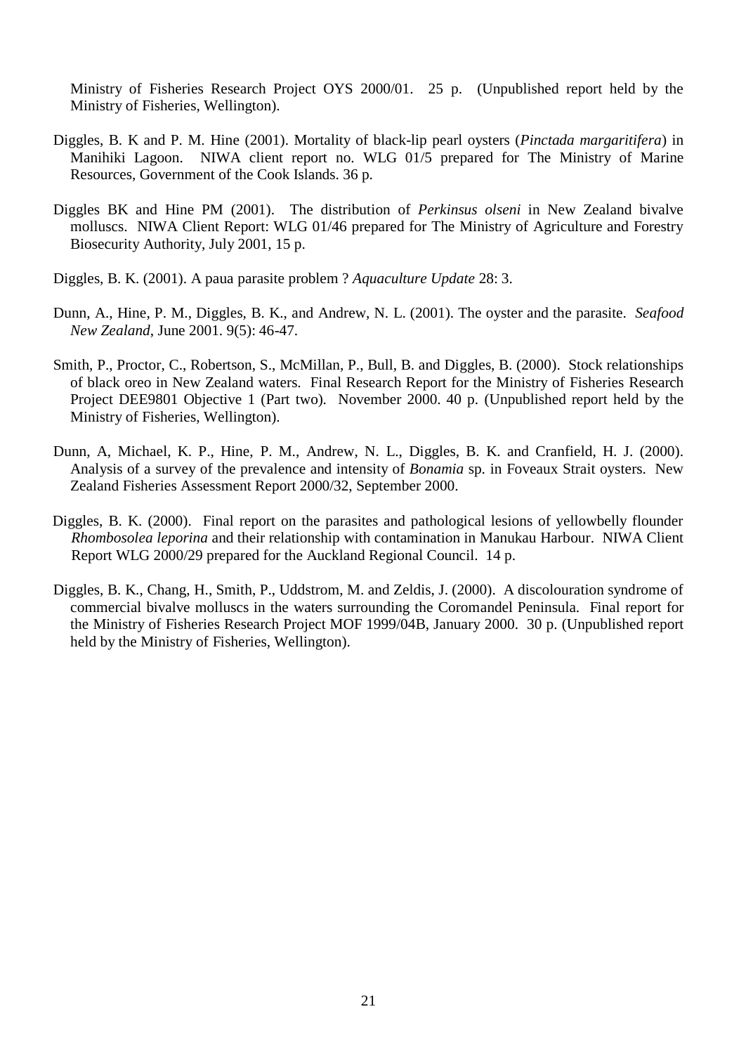Ministry of Fisheries Research Project OYS 2000/01. 25 p. (Unpublished report held by the Ministry of Fisheries, Wellington).

Diggles, B. K and P. M. Hine (2001). Mortality of black-lip pearl oysters (*Pinctada margaritifera*) in Manihiki Lagoon. NIWA client report no. WLG 01/5 prepared for The Ministry of Marine Resources, Government of the Cook Islands. 36 p.

Diggles BK and Hine PM (2001). The distribution of *Perkinsus olseni* in New Zealand bivalve molluscs. NIWA Client Report: WLG 01/46 prepared for The Ministry of Agriculture and Forestry Biosecurity Authority, July 2001, 15 p.

Diggles, B. K. (2001). A paua parasite problem ? *Aquaculture Update* 28: 3.

Dunn, A., Hine, P. M., Diggles, B. K., and Andrew, N. L. (2001). The oyster and the parasite. *Seafood New Zealand*, June 2001. 9(5): 46-47.

Smith, P., Proctor, C., Robertson, S., McMillan, P., Bull, B. and Diggles, B. (2000). Stock relationships of black oreo in New Zealand waters. Final Research Report for the Ministry of Fisheries Research Project DEE9801 Objective 1 (Part two). November 2000. 40 p. (Unpublished report held by the Ministry of Fisheries, Wellington).

Dunn, A, Michael, K. P., Hine, P. M., Andrew, N. L., Diggles, B. K. and Cranfield, H. J. (2000). Analysis of a survey of the prevalence and intensity of *Bonamia* sp. in Foveaux Strait oysters. New Zealand Fisheries Assessment Report 2000/32, September 2000.

Diggles, B. K. (2000). Final report on the parasites and pathological lesions of yellowbelly flounder *Rhombosolea leporina* and their relationship with contamination in Manukau Harbour. NIWA Client Report WLG 2000/29 prepared for the Auckland Regional Council. 14 p.

Diggles, B. K., Chang, H., Smith, P., Uddstrom, M. and Zeldis, J. (2000). A discolouration syndrome of commercial bivalve molluscs in the waters surrounding the Coromandel Peninsula. Final report for the Ministry of Fisheries Research Project MOF 1999/04B, January 2000. 30 p. (Unpublished report held by the Ministry of Fisheries, Wellington).